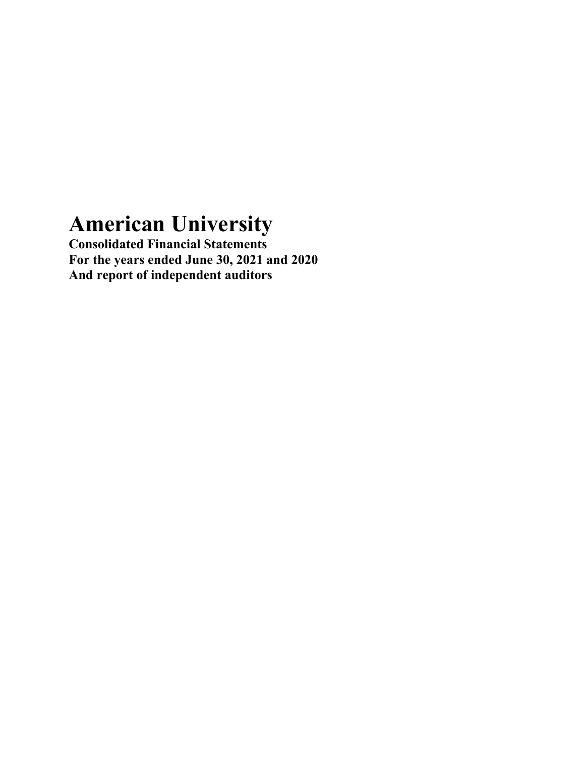# American University

**Consolidated Financial Statements**
**For the years ended June 30, 2021 and 2020**
**And report of independent auditors**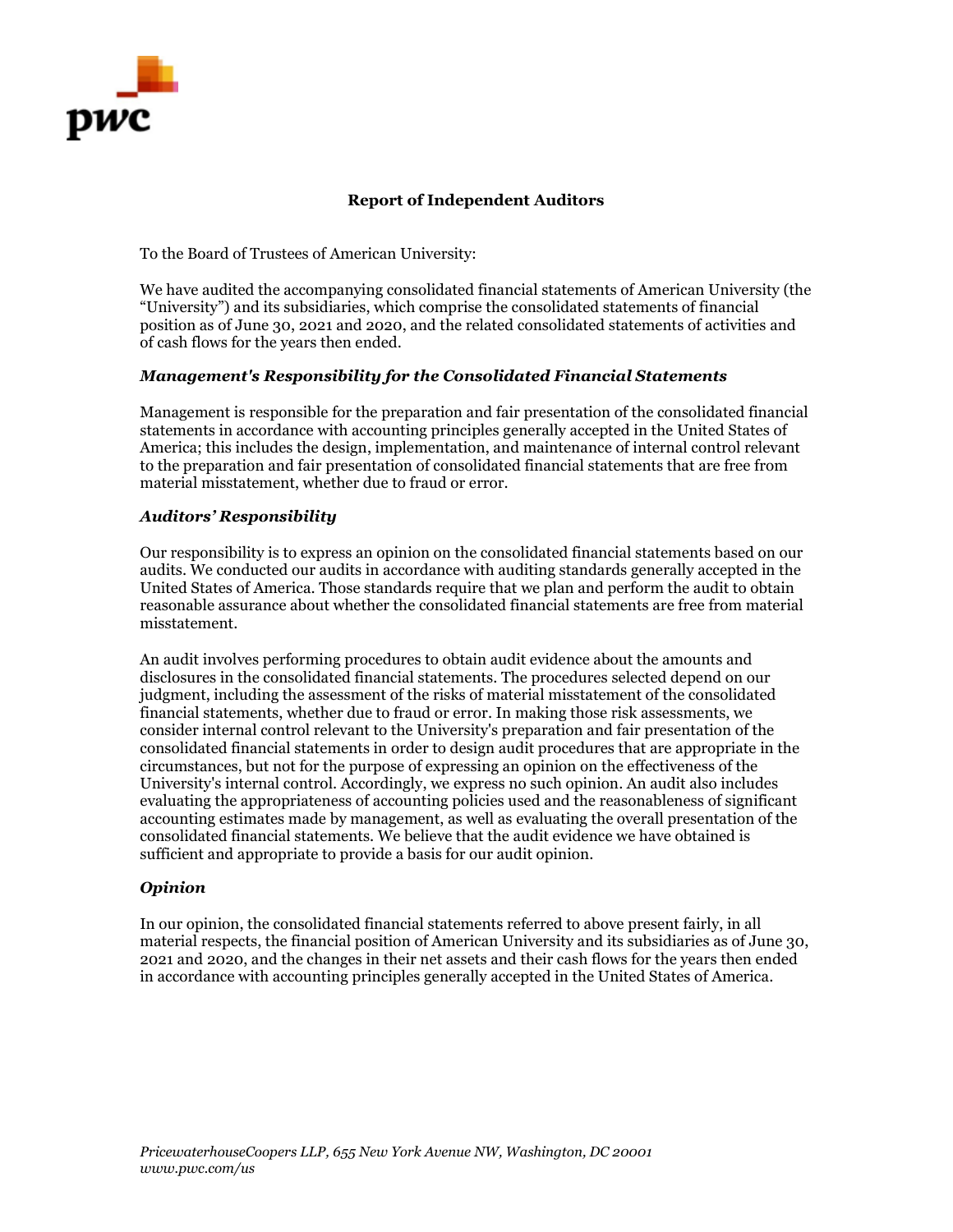## Report of Independent Auditors

To the Board of Trustees of American University:

We have audited the accompanying consolidated financial statements of American University (the "University") and its subsidiaries, which comprise the consolidated statements of financial position as of June 30, 2021 and 2020, and the related consolidated statements of activities and of cash flows for the years then ended.

### *Management's Responsibility for the Consolidated Financial Statements*

Management is responsible for the preparation and fair presentation of the consolidated financial statements in accordance with accounting principles generally accepted in the United States of America; this includes the design, implementation, and maintenance of internal control relevant to the preparation and fair presentation of consolidated financial statements that are free from material misstatement, whether due to fraud or error.

### *Auditors' Responsibility*

Our responsibility is to express an opinion on the consolidated financial statements based on our audits. We conducted our audits in accordance with auditing standards generally accepted in the United States of America. Those standards require that we plan and perform the audit to obtain reasonable assurance about whether the consolidated financial statements are free from material misstatement.

An audit involves performing procedures to obtain audit evidence about the amounts and disclosures in the consolidated financial statements. The procedures selected depend on our judgment, including the assessment of the risks of material misstatement of the consolidated financial statements, whether due to fraud or error. In making those risk assessments, we consider internal control relevant to the University's preparation and fair presentation of the consolidated financial statements in order to design audit procedures that are appropriate in the circumstances, but not for the purpose of expressing an opinion on the effectiveness of the University's internal control. Accordingly, we express no such opinion. An audit also includes evaluating the appropriateness of accounting policies used and the reasonableness of significant accounting estimates made by management, as well as evaluating the overall presentation of the consolidated financial statements. We believe that the audit evidence we have obtained is sufficient and appropriate to provide a basis for our audit opinion.

### *Opinion*

In our opinion, the consolidated financial statements referred to above present fairly, in all material respects, the financial position of American University and its subsidiaries as of June 30, 2021 and 2020, and the changes in their net assets and their cash flows for the years then ended in accordance with accounting principles generally accepted in the United States of America.

*PricewaterhouseCoopers LLP, 655 New York Avenue NW, Washington, DC 20001*
*www.pwc.com/us*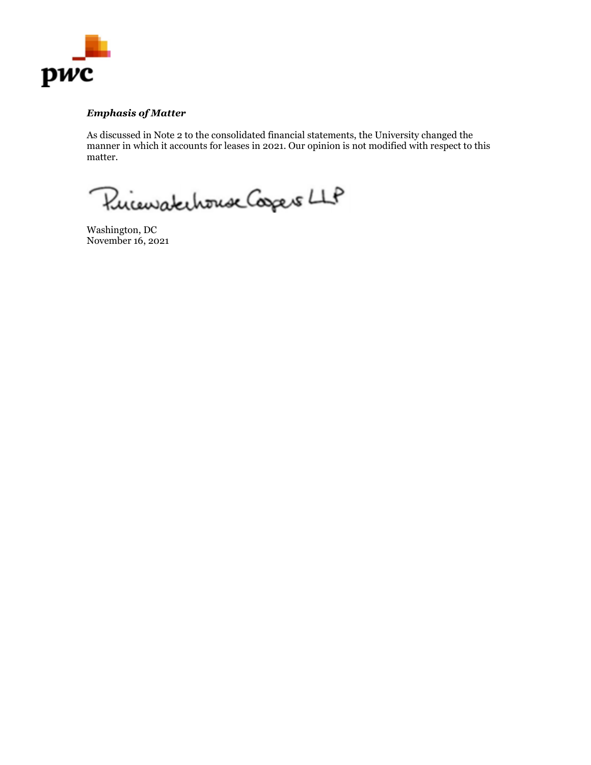***Emphasis of Matter***

As discussed in Note 2 to the consolidated financial statements, the University changed the manner in which it accounts for leases in 2021. Our opinion is not modified with respect to this matter.

PricewaterhouseCoopers LLP

Washington, DC
November 16, 2021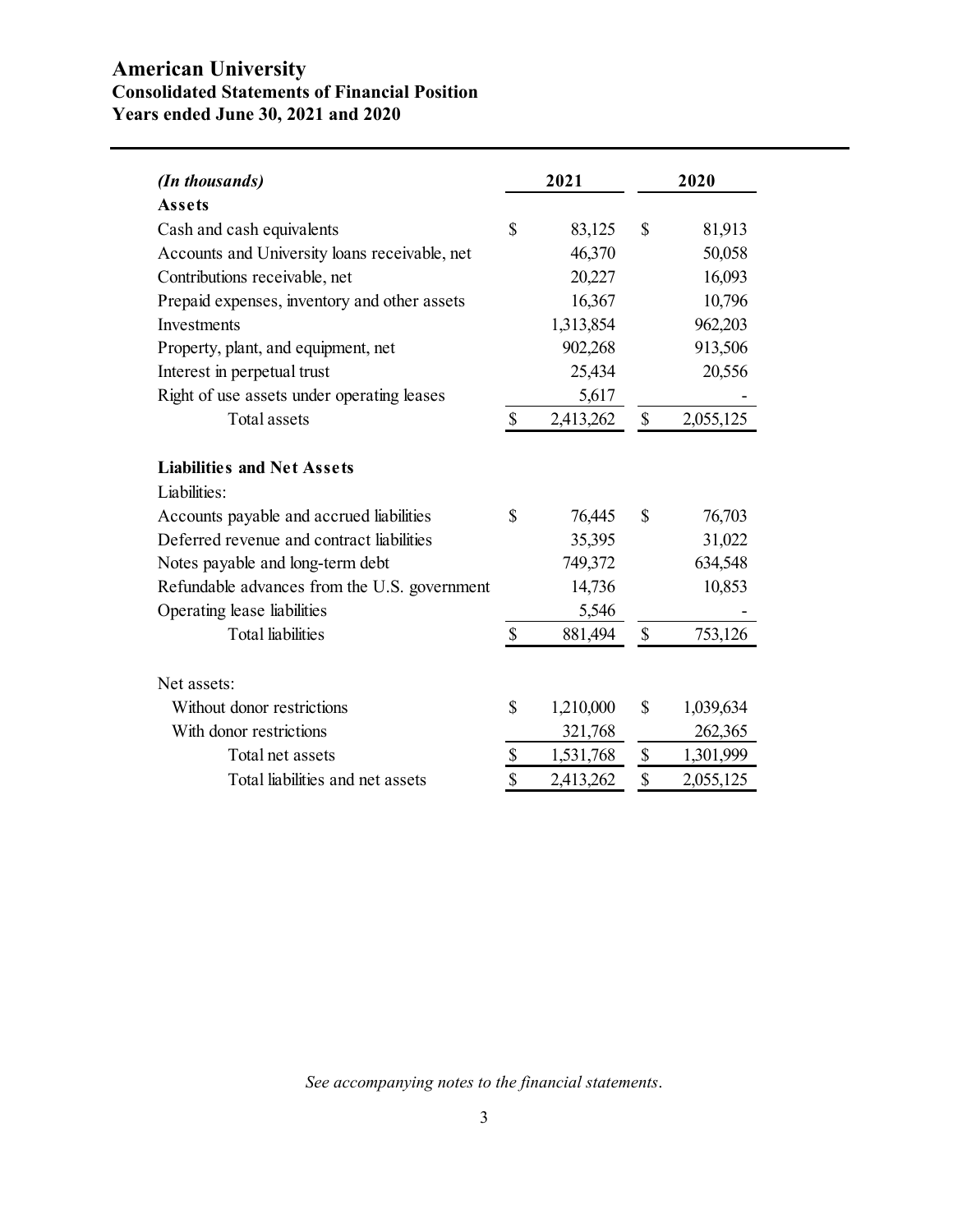# American University

## Consolidated Statements of Financial Position

## Years ended June 30, 2021 and 2020

| *(In thousands)* | 2021 | 2020 |
|---|---|---|
| **Assets** | | |
| Cash and cash equivalents | $ 83,125 | $ 81,913 |
| Accounts and University loans receivable, net | 46,370 | 50,058 |
| Contributions receivable, net | 20,227 | 16,093 |
| Prepaid expenses, inventory and other assets | 16,367 | 10,796 |
| Investments | 1,313,854 | 962,203 |
| Property, plant, and equipment, net | 902,268 | 913,506 |
| Interest in perpetual trust | 25,434 | 20,556 |
| Right of use assets under operating leases | 5,617 | - |
| Total assets | $ 2,413,262 | $ 2,055,125 |
| | | |
| **Liabilities and Net Assets** | | |
| Liabilities: | | |
| Accounts payable and accrued liabilities | $ 76,445 | $ 76,703 |
| Deferred revenue and contract liabilities | 35,395 | 31,022 |
| Notes payable and long-term debt | 749,372 | 634,548 |
| Refundable advances from the U.S. government | 14,736 | 10,853 |
| Operating lease liabilities | 5,546 | - |
| Total liabilities | $ 881,494 | $ 753,126 |
| | | |
| Net assets: | | |
| Without donor restrictions | $ 1,210,000 | $ 1,039,634 |
| With donor restrictions | 321,768 | 262,365 |
| Total net assets | $ 1,531,768 | $ 1,301,999 |
| Total liabilities and net assets | $ 2,413,262 | $ 2,055,125 |

*See accompanying notes to the financial statements.*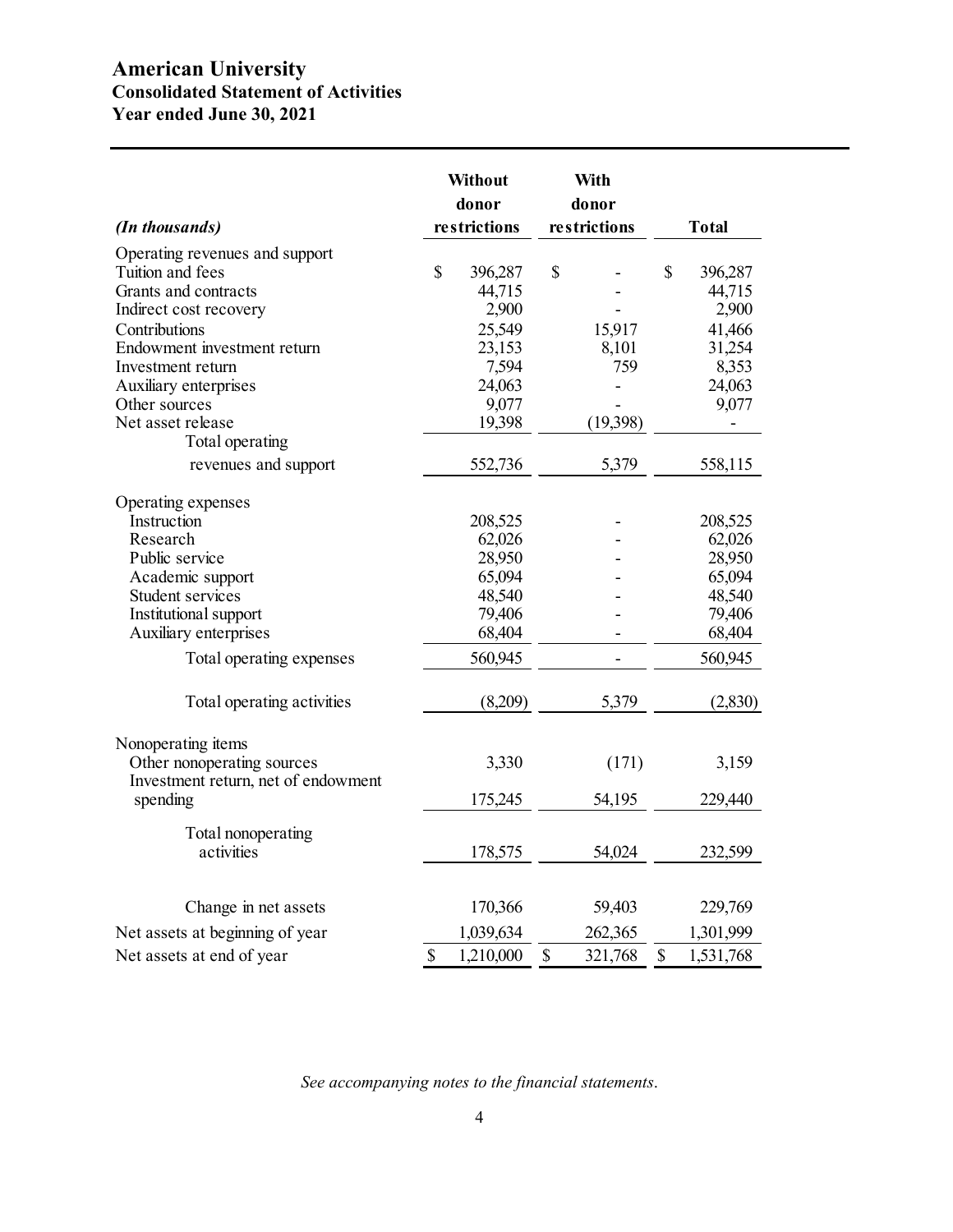# American University

## Consolidated Statement of Activities

## Year ended June 30, 2021

| *(In thousands)* | Without donor restrictions | With donor restrictions | Total |
|---|---|---|---|
| Operating revenues and support | | | |
| Tuition and fees | $ 396,287 | $ - | $ 396,287 |
| Grants and contracts | 44,715 | - | 44,715 |
| Indirect cost recovery | 2,900 | - | 2,900 |
| Contributions | 25,549 | 15,917 | 41,466 |
| Endowment investment return | 23,153 | 8,101 | 31,254 |
| Investment return | 7,594 | 759 | 8,353 |
| Auxiliary enterprises | 24,063 | - | 24,063 |
| Other sources | 9,077 | - | 9,077 |
| Net asset release | 19,398 | (19,398) | - |
| Total operating revenues and support | 552,736 | 5,379 | 558,115 |
| Operating expenses | | | |
| Instruction | 208,525 | - | 208,525 |
| Research | 62,026 | - | 62,026 |
| Public service | 28,950 | - | 28,950 |
| Academic support | 65,094 | - | 65,094 |
| Student services | 48,540 | - | 48,540 |
| Institutional support | 79,406 | - | 79,406 |
| Auxiliary enterprises | 68,404 | - | 68,404 |
| Total operating expenses | 560,945 | - | 560,945 |
| Total operating activities | (8,209) | 5,379 | (2,830) |
| Nonoperating items | | | |
| Other nonoperating sources | 3,330 | (171) | 3,159 |
| Investment return, net of endowment spending | 175,245 | 54,195 | 229,440 |
| Total nonoperating activities | 178,575 | 54,024 | 232,599 |
| Change in net assets | 170,366 | 59,403 | 229,769 |
| Net assets at beginning of year | 1,039,634 | 262,365 | 1,301,999 |
| Net assets at end of year | $ 1,210,000 | $ 321,768 | $ 1,531,768 |

*See accompanying notes to the financial statements.*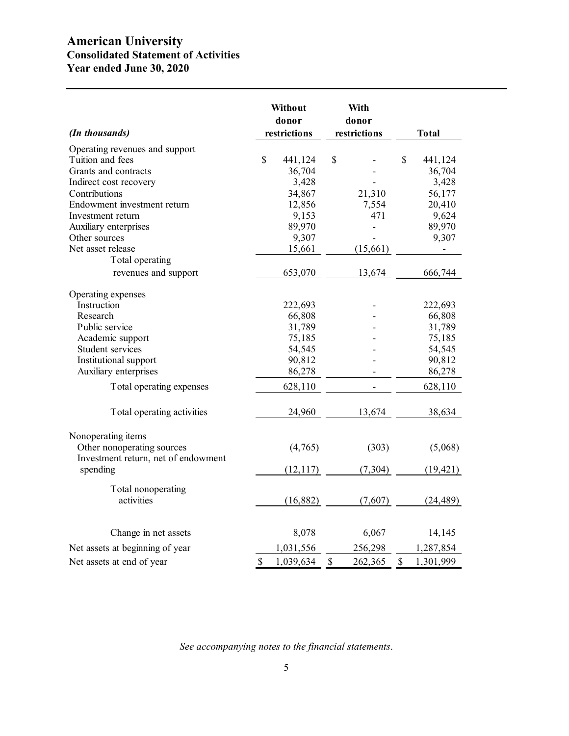# American University
## Consolidated Statement of Activities
### Year ended June 30, 2020

| *(In thousands)* | Without donor restrictions | With donor restrictions | Total |
|---|---|---|---|
| Operating revenues and support | | | |
| Tuition and fees | $ 441,124 | $ - | $ 441,124 |
| Grants and contracts | 36,704 | - | 36,704 |
| Indirect cost recovery | 3,428 | - | 3,428 |
| Contributions | 34,867 | 21,310 | 56,177 |
| Endowment investment return | 12,856 | 7,554 | 20,410 |
| Investment return | 9,153 | 471 | 9,624 |
| Auxiliary enterprises | 89,970 | - | 89,970 |
| Other sources | 9,307 | - | 9,307 |
| Net asset release | 15,661 | (15,661) | - |
| Total operating revenues and support | 653,070 | 13,674 | 666,744 |
| Operating expenses | | | |
| Instruction | 222,693 | - | 222,693 |
| Research | 66,808 | - | 66,808 |
| Public service | 31,789 | - | 31,789 |
| Academic support | 75,185 | - | 75,185 |
| Student services | 54,545 | - | 54,545 |
| Institutional support | 90,812 | - | 90,812 |
| Auxiliary enterprises | 86,278 | - | 86,278 |
| Total operating expenses | 628,110 | - | 628,110 |
| Total operating activities | 24,960 | 13,674 | 38,634 |
| Nonoperating items | | | |
| Other nonoperating sources | (4,765) | (303) | (5,068) |
| Investment return, net of endowment spending | (12,117) | (7,304) | (19,421) |
| Total nonoperating activities | (16,882) | (7,607) | (24,489) |
| Change in net assets | 8,078 | 6,067 | 14,145 |
| Net assets at beginning of year | 1,031,556 | 256,298 | 1,287,854 |
| Net assets at end of year | $ 1,039,634 | $ 262,365 | $ 1,301,999 |

*See accompanying notes to the financial statements.*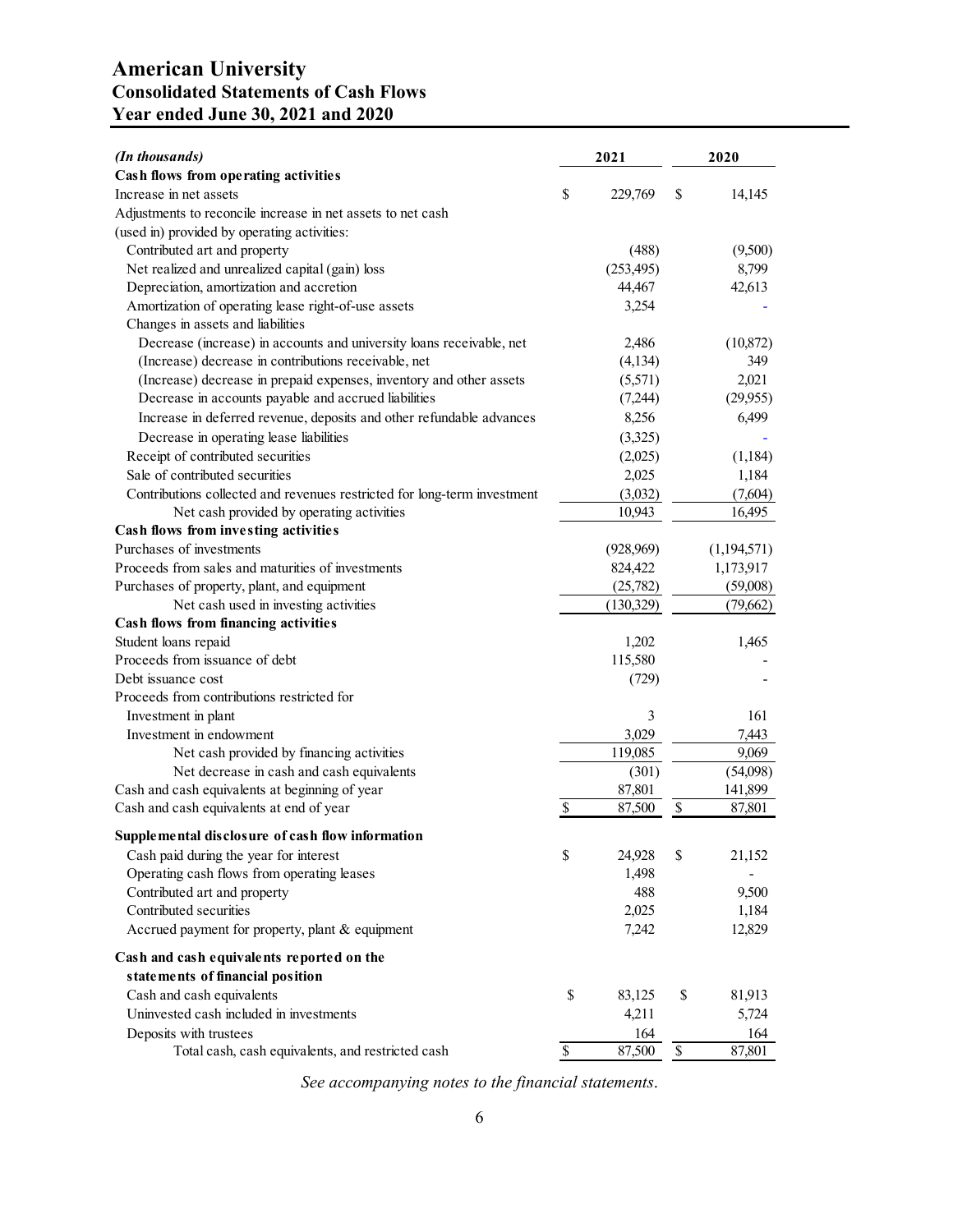# American University
## Consolidated Statements of Cash Flows
## Year ended June 30, 2021 and 2020

| *(In thousands)* | 2021 | 2020 |
|---|---|---|
| **Cash flows from operating activities** | | |
| Increase in net assets | $ 229,769 | $ 14,145 |
| Adjustments to reconcile increase in net assets to net cash (used in) provided by operating activities: | | |
| Contributed art and property | (488) | (9,500) |
| Net realized and unrealized capital (gain) loss | (253,495) | 8,799 |
| Depreciation, amortization and accretion | 44,467 | 42,613 |
| Amortization of operating lease right-of-use assets | 3,254 | - |
| Changes in assets and liabilities | | |
| Decrease (increase) in accounts and university loans receivable, net | 2,486 | (10,872) |
| (Increase) decrease in contributions receivable, net | (4,134) | 349 |
| (Increase) decrease in prepaid expenses, inventory and other assets | (5,571) | 2,021 |
| Decrease in accounts payable and accrued liabilities | (7,244) | (29,955) |
| Increase in deferred revenue, deposits and other refundable advances | 8,256 | 6,499 |
| Decrease in operating lease liabilities | (3,325) | - |
| Receipt of contributed securities | (2,025) | (1,184) |
| Sale of contributed securities | 2,025 | 1,184 |
| Contributions collected and revenues restricted for long-term investment | (3,032) | (7,604) |
| Net cash provided by operating activities | 10,943 | 16,495 |
| **Cash flows from investing activities** | | |
| Purchases of investments | (928,969) | (1,194,571) |
| Proceeds from sales and maturities of investments | 824,422 | 1,173,917 |
| Purchases of property, plant, and equipment | (25,782) | (59,008) |
| Net cash used in investing activities | (130,329) | (79,662) |
| **Cash flows from financing activities** | | |
| Student loans repaid | 1,202 | 1,465 |
| Proceeds from issuance of debt | 115,580 | - |
| Debt issuance cost | (729) | - |
| Proceeds from contributions restricted for | | |
| Investment in plant | 3 | 161 |
| Investment in endowment | 3,029 | 7,443 |
| Net cash provided by financing activities | 119,085 | 9,069 |
| Net decrease in cash and cash equivalents | (301) | (54,098) |
| Cash and cash equivalents at beginning of year | 87,801 | 141,899 |
| Cash and cash equivalents at end of year | $ 87,500 | $ 87,801 |
| **Supplemental disclosure of cash flow information** | | |
| Cash paid during the year for interest | $ 24,928 | $ 21,152 |
| Operating cash flows from operating leases | 1,498 | - |
| Contributed art and property | 488 | 9,500 |
| Contributed securities | 2,025 | 1,184 |
| Accrued payment for property, plant & equipment | 7,242 | 12,829 |
| **Cash and cash equivalents reported on the statements of financial position** | | |
| Cash and cash equivalents | $ 83,125 | $ 81,913 |
| Uninvested cash included in investments | 4,211 | 5,724 |
| Deposits with trustees | 164 | 164 |
| Total cash, cash equivalents, and restricted cash | $ 87,500 | $ 87,801 |

*See accompanying notes to the financial statements.*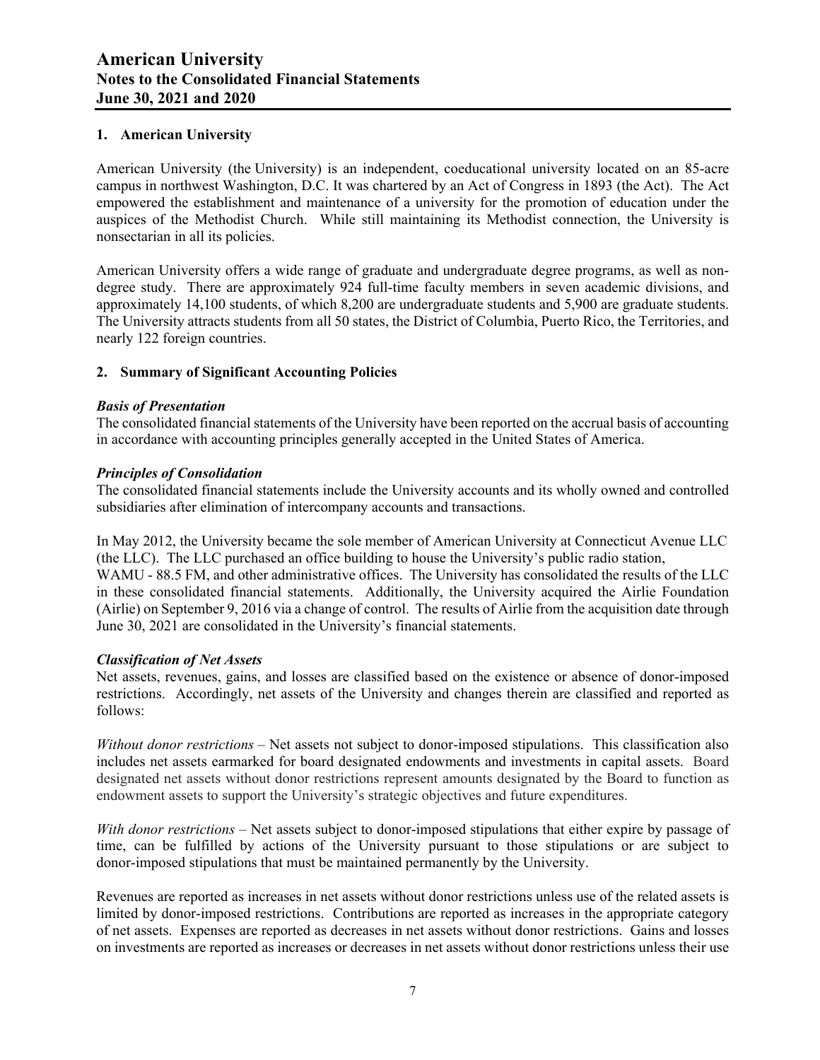## 1. American University

American University (the University) is an independent, coeducational university located on an 85-acre campus in northwest Washington, D.C. It was chartered by an Act of Congress in 1893 (the Act). The Act empowered the establishment and maintenance of a university for the promotion of education under the auspices of the Methodist Church. While still maintaining its Methodist connection, the University is nonsectarian in all its policies.

American University offers a wide range of graduate and undergraduate degree programs, as well as non-degree study. There are approximately 924 full-time faculty members in seven academic divisions, and approximately 14,100 students, of which 8,200 are undergraduate students and 5,900 are graduate students. The University attracts students from all 50 states, the District of Columbia, Puerto Rico, the Territories, and nearly 122 foreign countries.

## 2. Summary of Significant Accounting Policies

### *Basis of Presentation*

The consolidated financial statements of the University have been reported on the accrual basis of accounting in accordance with accounting principles generally accepted in the United States of America.

### *Principles of Consolidation*

The consolidated financial statements include the University accounts and its wholly owned and controlled subsidiaries after elimination of intercompany accounts and transactions.

In May 2012, the University became the sole member of American University at Connecticut Avenue LLC (the LLC). The LLC purchased an office building to house the University's public radio station, WAMU - 88.5 FM, and other administrative offices. The University has consolidated the results of the LLC in these consolidated financial statements. Additionally, the University acquired the Airlie Foundation (Airlie) on September 9, 2016 via a change of control. The results of Airlie from the acquisition date through June 30, 2021 are consolidated in the University's financial statements.

### *Classification of Net Assets*

Net assets, revenues, gains, and losses are classified based on the existence or absence of donor-imposed restrictions. Accordingly, net assets of the University and changes therein are classified and reported as follows:

*Without donor restrictions* – Net assets not subject to donor-imposed stipulations. This classification also includes net assets earmarked for board designated endowments and investments in capital assets. Board designated net assets without donor restrictions represent amounts designated by the Board to function as endowment assets to support the University's strategic objectives and future expenditures.

*With donor restrictions* – Net assets subject to donor-imposed stipulations that either expire by passage of time, can be fulfilled by actions of the University pursuant to those stipulations or are subject to donor-imposed stipulations that must be maintained permanently by the University.

Revenues are reported as increases in net assets without donor restrictions unless use of the related assets is limited by donor-imposed restrictions. Contributions are reported as increases in the appropriate category of net assets. Expenses are reported as decreases in net assets without donor restrictions. Gains and losses on investments are reported as increases or decreases in net assets without donor restrictions unless their use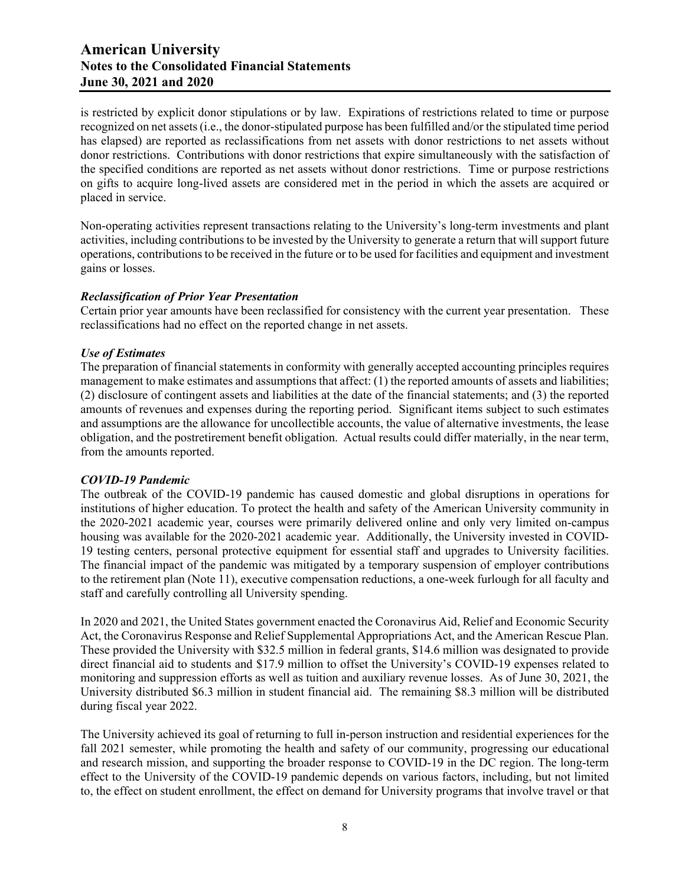is restricted by explicit donor stipulations or by law. Expirations of restrictions related to time or purpose recognized on net assets (i.e., the donor-stipulated purpose has been fulfilled and/or the stipulated time period has elapsed) are reported as reclassifications from net assets with donor restrictions to net assets without donor restrictions. Contributions with donor restrictions that expire simultaneously with the satisfaction of the specified conditions are reported as net assets without donor restrictions. Time or purpose restrictions on gifts to acquire long-lived assets are considered met in the period in which the assets are acquired or placed in service.

Non-operating activities represent transactions relating to the University's long-term investments and plant activities, including contributions to be invested by the University to generate a return that will support future operations, contributions to be received in the future or to be used for facilities and equipment and investment gains or losses.

***Reclassification of Prior Year Presentation***

Certain prior year amounts have been reclassified for consistency with the current year presentation. These reclassifications had no effect on the reported change in net assets.

***Use of Estimates***

The preparation of financial statements in conformity with generally accepted accounting principles requires management to make estimates and assumptions that affect: (1) the reported amounts of assets and liabilities; (2) disclosure of contingent assets and liabilities at the date of the financial statements; and (3) the reported amounts of revenues and expenses during the reporting period. Significant items subject to such estimates and assumptions are the allowance for uncollectible accounts, the value of alternative investments, the lease obligation, and the postretirement benefit obligation. Actual results could differ materially, in the near term, from the amounts reported.

***COVID-19 Pandemic***

The outbreak of the COVID-19 pandemic has caused domestic and global disruptions in operations for institutions of higher education. To protect the health and safety of the American University community in the 2020-2021 academic year, courses were primarily delivered online and only very limited on-campus housing was available for the 2020-2021 academic year. Additionally, the University invested in COVID-19 testing centers, personal protective equipment for essential staff and upgrades to University facilities. The financial impact of the pandemic was mitigated by a temporary suspension of employer contributions to the retirement plan (Note 11), executive compensation reductions, a one-week furlough for all faculty and staff and carefully controlling all University spending.

In 2020 and 2021, the United States government enacted the Coronavirus Aid, Relief and Economic Security Act, the Coronavirus Response and Relief Supplemental Appropriations Act, and the American Rescue Plan. These provided the University with $32.5 million in federal grants, $14.6 million was designated to provide direct financial aid to students and $17.9 million to offset the University's COVID-19 expenses related to monitoring and suppression efforts as well as tuition and auxiliary revenue losses. As of June 30, 2021, the University distributed $6.3 million in student financial aid. The remaining $8.3 million will be distributed during fiscal year 2022.

The University achieved its goal of returning to full in-person instruction and residential experiences for the fall 2021 semester, while promoting the health and safety of our community, progressing our educational and research mission, and supporting the broader response to COVID-19 in the DC region. The long-term effect to the University of the COVID-19 pandemic depends on various factors, including, but not limited to, the effect on student enrollment, the effect on demand for University programs that involve travel or that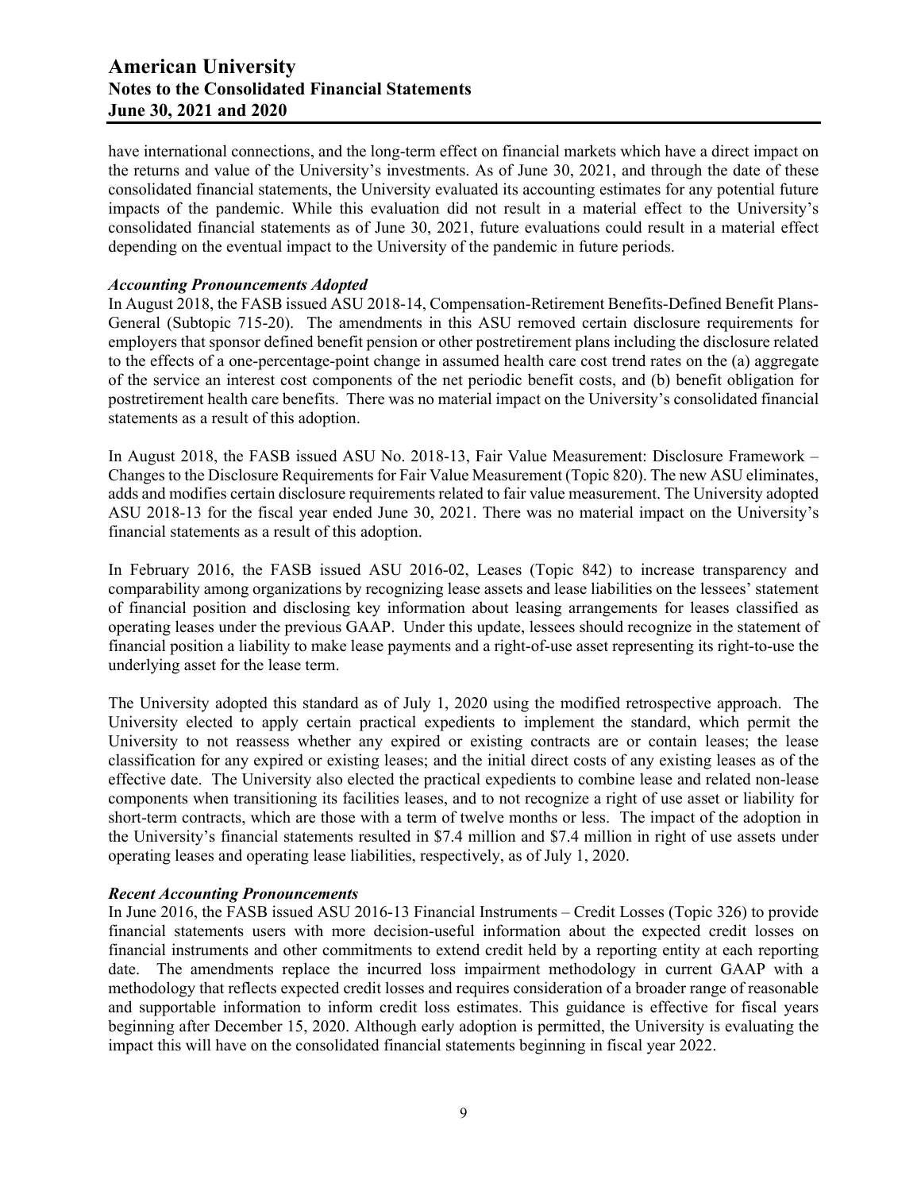have international connections, and the long-term effect on financial markets which have a direct impact on the returns and value of the University's investments. As of June 30, 2021, and through the date of these consolidated financial statements, the University evaluated its accounting estimates for any potential future impacts of the pandemic. While this evaluation did not result in a material effect to the University's consolidated financial statements as of June 30, 2021, future evaluations could result in a material effect depending on the eventual impact to the University of the pandemic in future periods.

***Accounting Pronouncements Adopted***

In August 2018, the FASB issued ASU 2018-14, Compensation-Retirement Benefits-Defined Benefit Plans-General (Subtopic 715-20). The amendments in this ASU removed certain disclosure requirements for employers that sponsor defined benefit pension or other postretirement plans including the disclosure related to the effects of a one-percentage-point change in assumed health care cost trend rates on the (a) aggregate of the service an interest cost components of the net periodic benefit costs, and (b) benefit obligation for postretirement health care benefits. There was no material impact on the University's consolidated financial statements as a result of this adoption.

In August 2018, the FASB issued ASU No. 2018-13, Fair Value Measurement: Disclosure Framework – Changes to the Disclosure Requirements for Fair Value Measurement (Topic 820). The new ASU eliminates, adds and modifies certain disclosure requirements related to fair value measurement. The University adopted ASU 2018-13 for the fiscal year ended June 30, 2021. There was no material impact on the University's financial statements as a result of this adoption.

In February 2016, the FASB issued ASU 2016-02, Leases (Topic 842) to increase transparency and comparability among organizations by recognizing lease assets and lease liabilities on the lessees' statement of financial position and disclosing key information about leasing arrangements for leases classified as operating leases under the previous GAAP. Under this update, lessees should recognize in the statement of financial position a liability to make lease payments and a right-of-use asset representing its right-to-use the underlying asset for the lease term.

The University adopted this standard as of July 1, 2020 using the modified retrospective approach. The University elected to apply certain practical expedients to implement the standard, which permit the University to not reassess whether any expired or existing contracts are or contain leases; the lease classification for any expired or existing leases; and the initial direct costs of any existing leases as of the effective date. The University also elected the practical expedients to combine lease and related non-lease components when transitioning its facilities leases, and to not recognize a right of use asset or liability for short-term contracts, which are those with a term of twelve months or less. The impact of the adoption in the University's financial statements resulted in $7.4 million and $7.4 million in right of use assets under operating leases and operating lease liabilities, respectively, as of July 1, 2020.

***Recent Accounting Pronouncements***

In June 2016, the FASB issued ASU 2016-13 Financial Instruments – Credit Losses (Topic 326) to provide financial statements users with more decision-useful information about the expected credit losses on financial instruments and other commitments to extend credit held by a reporting entity at each reporting date. The amendments replace the incurred loss impairment methodology in current GAAP with a methodology that reflects expected credit losses and requires consideration of a broader range of reasonable and supportable information to inform credit loss estimates. This guidance is effective for fiscal years beginning after December 15, 2020. Although early adoption is permitted, the University is evaluating the impact this will have on the consolidated financial statements beginning in fiscal year 2022.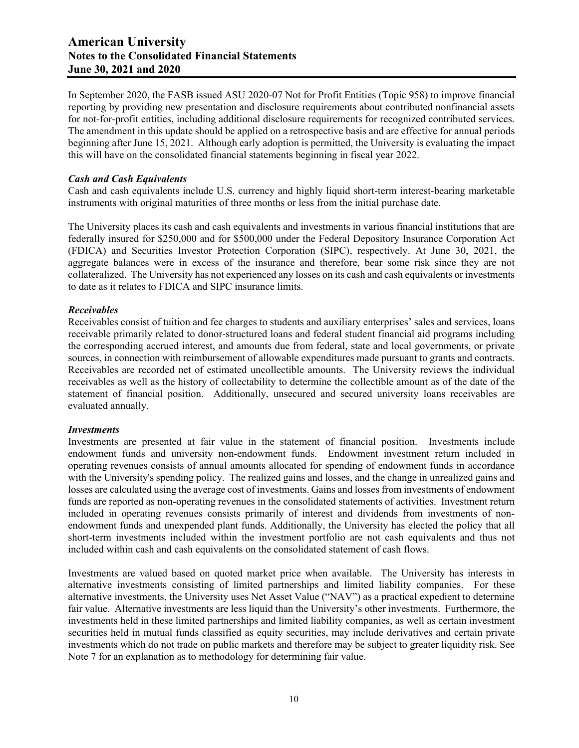In September 2020, the FASB issued ASU 2020-07 Not for Profit Entities (Topic 958) to improve financial reporting by providing new presentation and disclosure requirements about contributed nonfinancial assets for not-for-profit entities, including additional disclosure requirements for recognized contributed services. The amendment in this update should be applied on a retrospective basis and are effective for annual periods beginning after June 15, 2021. Although early adoption is permitted, the University is evaluating the impact this will have on the consolidated financial statements beginning in fiscal year 2022.

***Cash and Cash Equivalents***

Cash and cash equivalents include U.S. currency and highly liquid short-term interest-bearing marketable instruments with original maturities of three months or less from the initial purchase date.

The University places its cash and cash equivalents and investments in various financial institutions that are federally insured for $250,000 and for $500,000 under the Federal Depository Insurance Corporation Act (FDICA) and Securities Investor Protection Corporation (SIPC), respectively. At June 30, 2021, the aggregate balances were in excess of the insurance and therefore, bear some risk since they are not collateralized. The University has not experienced any losses on its cash and cash equivalents or investments to date as it relates to FDICA and SIPC insurance limits.

***Receivables***

Receivables consist of tuition and fee charges to students and auxiliary enterprises' sales and services, loans receivable primarily related to donor-structured loans and federal student financial aid programs including the corresponding accrued interest, and amounts due from federal, state and local governments, or private sources, in connection with reimbursement of allowable expenditures made pursuant to grants and contracts. Receivables are recorded net of estimated uncollectible amounts. The University reviews the individual receivables as well as the history of collectability to determine the collectible amount as of the date of the statement of financial position. Additionally, unsecured and secured university loans receivables are evaluated annually.

***Investments***

Investments are presented at fair value in the statement of financial position. Investments include endowment funds and university non-endowment funds. Endowment investment return included in operating revenues consists of annual amounts allocated for spending of endowment funds in accordance with the University's spending policy. The realized gains and losses, and the change in unrealized gains and losses are calculated using the average cost of investments. Gains and losses from investments of endowment funds are reported as non-operating revenues in the consolidated statements of activities. Investment return included in operating revenues consists primarily of interest and dividends from investments of non-endowment funds and unexpended plant funds. Additionally, the University has elected the policy that all short-term investments included within the investment portfolio are not cash equivalents and thus not included within cash and cash equivalents on the consolidated statement of cash flows.

Investments are valued based on quoted market price when available. The University has interests in alternative investments consisting of limited partnerships and limited liability companies. For these alternative investments, the University uses Net Asset Value ("NAV") as a practical expedient to determine fair value. Alternative investments are less liquid than the University's other investments. Furthermore, the investments held in these limited partnerships and limited liability companies, as well as certain investment securities held in mutual funds classified as equity securities, may include derivatives and certain private investments which do not trade on public markets and therefore may be subject to greater liquidity risk. See Note 7 for an explanation as to methodology for determining fair value.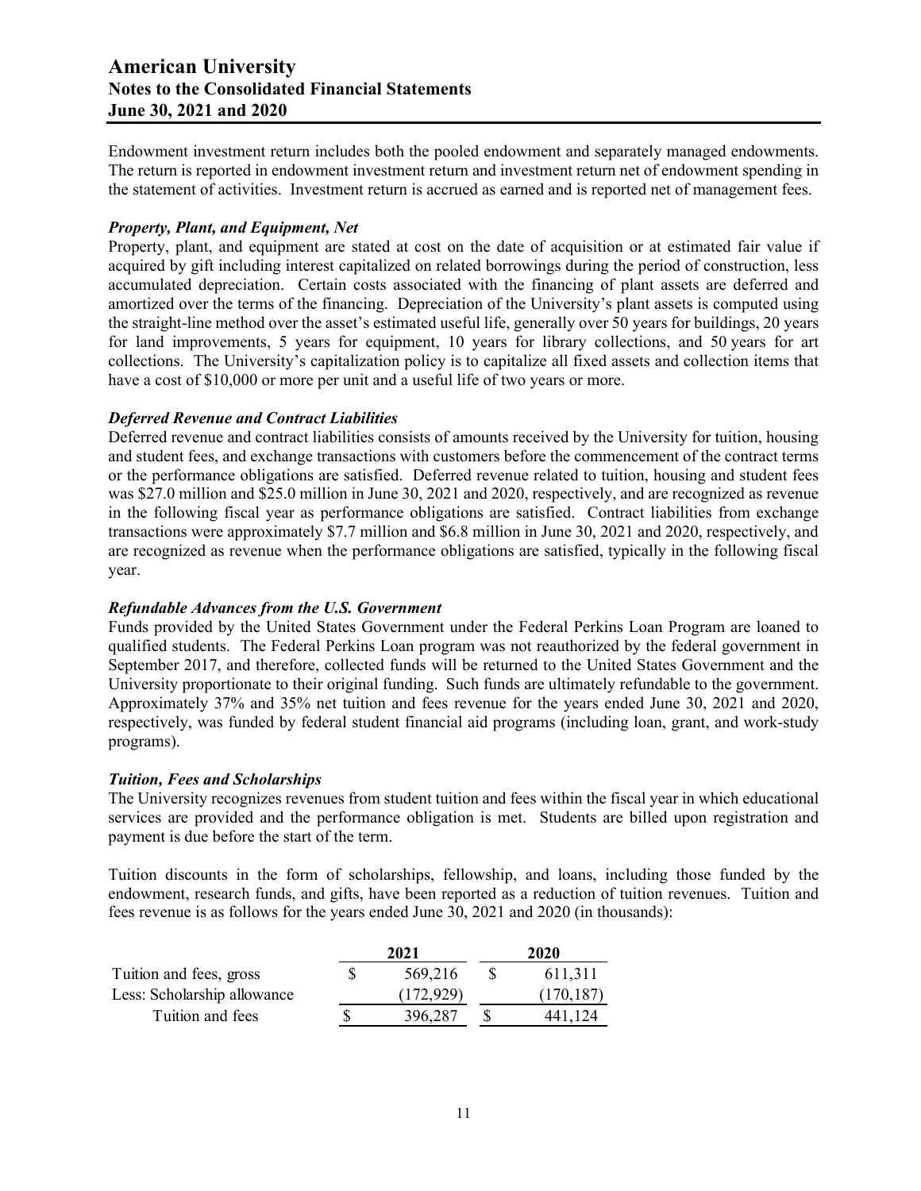Endowment investment return includes both the pooled endowment and separately managed endowments. The return is reported in endowment investment return and investment return net of endowment spending in the statement of activities. Investment return is accrued as earned and is reported net of management fees.

### *Property, Plant, and Equipment, Net*

Property, plant, and equipment are stated at cost on the date of acquisition or at estimated fair value if acquired by gift including interest capitalized on related borrowings during the period of construction, less accumulated depreciation. Certain costs associated with the financing of plant assets are deferred and amortized over the terms of the financing. Depreciation of the University's plant assets is computed using the straight-line method over the asset's estimated useful life, generally over 50 years for buildings, 20 years for land improvements, 5 years for equipment, 10 years for library collections, and 50 years for art collections. The University's capitalization policy is to capitalize all fixed assets and collection items that have a cost of $10,000 or more per unit and a useful life of two years or more.

### *Deferred Revenue and Contract Liabilities*

Deferred revenue and contract liabilities consists of amounts received by the University for tuition, housing and student fees, and exchange transactions with customers before the commencement of the contract terms or the performance obligations are satisfied. Deferred revenue related to tuition, housing and student fees was $27.0 million and $25.0 million in June 30, 2021 and 2020, respectively, and are recognized as revenue in the following fiscal year as performance obligations are satisfied. Contract liabilities from exchange transactions were approximately $7.7 million and $6.8 million in June 30, 2021 and 2020, respectively, and are recognized as revenue when the performance obligations are satisfied, typically in the following fiscal year.

### *Refundable Advances from the U.S. Government*

Funds provided by the United States Government under the Federal Perkins Loan Program are loaned to qualified students. The Federal Perkins Loan program was not reauthorized by the federal government in September 2017, and therefore, collected funds will be returned to the United States Government and the University proportionate to their original funding. Such funds are ultimately refundable to the government. Approximately 37% and 35% net tuition and fees revenue for the years ended June 30, 2021 and 2020, respectively, was funded by federal student financial aid programs (including loan, grant, and work-study programs).

### *Tuition, Fees and Scholarships*

The University recognizes revenues from student tuition and fees within the fiscal year in which educational services are provided and the performance obligation is met. Students are billed upon registration and payment is due before the start of the term.

Tuition discounts in the form of scholarships, fellowship, and loans, including those funded by the endowment, research funds, and gifts, have been reported as a reduction of tuition revenues. Tuition and fees revenue is as follows for the years ended June 30, 2021 and 2020 (in thousands):

| | 2021 | 2020 |
|---|---|---|
| Tuition and fees, gross | $ 569,216 | $ 611,311 |
| Less: Scholarship allowance | (172,929) | (170,187) |
| Tuition and fees | $ 396,287 | $ 441,124 |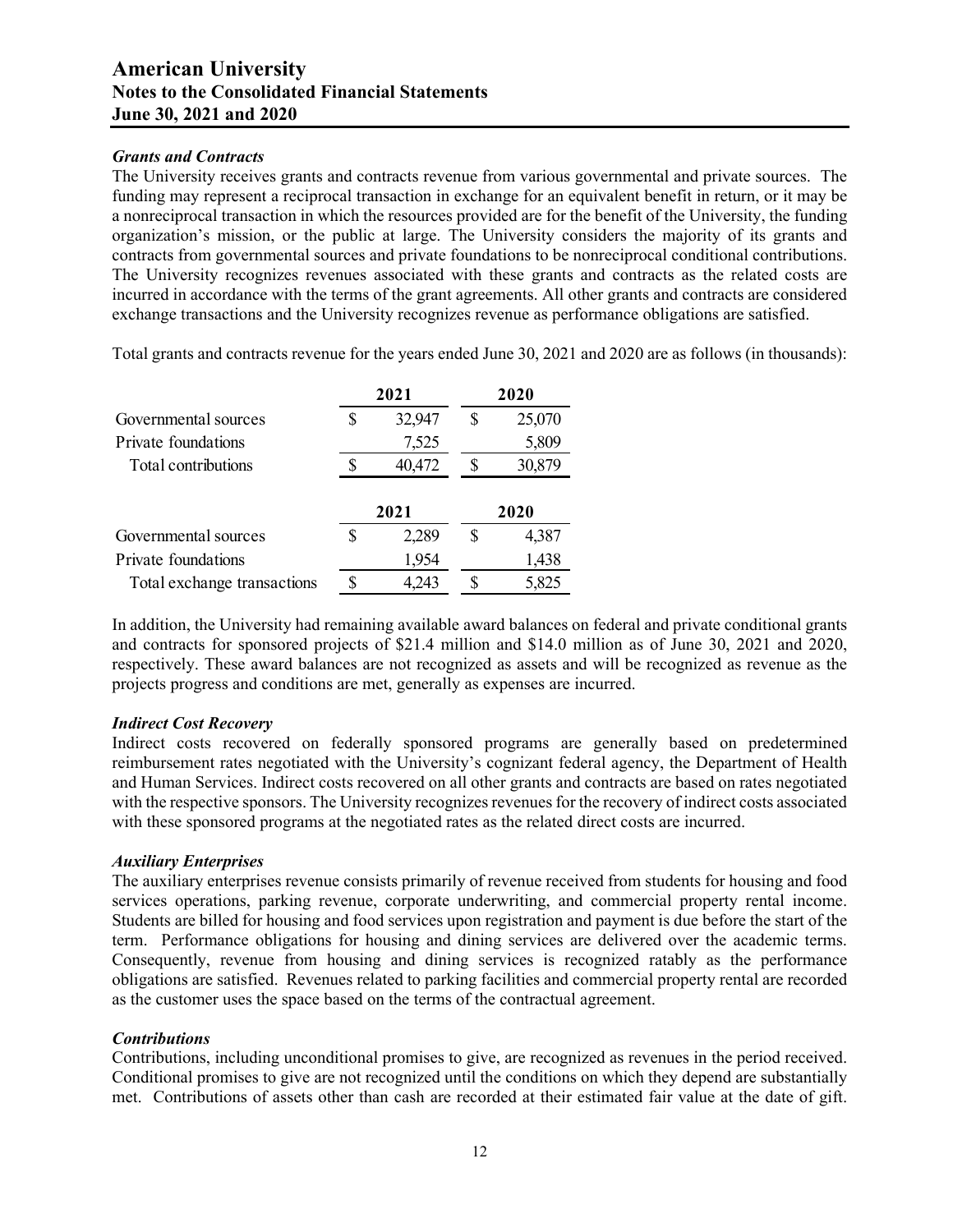### *Grants and Contracts*

The University receives grants and contracts revenue from various governmental and private sources. The funding may represent a reciprocal transaction in exchange for an equivalent benefit in return, or it may be a nonreciprocal transaction in which the resources provided are for the benefit of the University, the funding organization's mission, or the public at large. The University considers the majority of its grants and contracts from governmental sources and private foundations to be nonreciprocal conditional contributions. The University recognizes revenues associated with these grants and contracts as the related costs are incurred in accordance with the terms of the grant agreements. All other grants and contracts are considered exchange transactions and the University recognizes revenue as performance obligations are satisfied.

Total grants and contracts revenue for the years ended June 30, 2021 and 2020 are as follows (in thousands):

| | 2021 | 2020 |
|---|---|---|
| Governmental sources | $ 32,947 | $ 25,070 |
| Private foundations | 7,525 | 5,809 |
| Total contributions | $ 40,472 | $ 30,879 |

| | 2021 | 2020 |
|---|---|---|
| Governmental sources | $ 2,289 | $ 4,387 |
| Private foundations | 1,954 | 1,438 |
| Total exchange transactions | $ 4,243 | $ 5,825 |

In addition, the University had remaining available award balances on federal and private conditional grants and contracts for sponsored projects of $21.4 million and $14.0 million as of June 30, 2021 and 2020, respectively. These award balances are not recognized as assets and will be recognized as revenue as the projects progress and conditions are met, generally as expenses are incurred.

### *Indirect Cost Recovery*

Indirect costs recovered on federally sponsored programs are generally based on predetermined reimbursement rates negotiated with the University's cognizant federal agency, the Department of Health and Human Services. Indirect costs recovered on all other grants and contracts are based on rates negotiated with the respective sponsors. The University recognizes revenues for the recovery of indirect costs associated with these sponsored programs at the negotiated rates as the related direct costs are incurred.

### *Auxiliary Enterprises*

The auxiliary enterprises revenue consists primarily of revenue received from students for housing and food services operations, parking revenue, corporate underwriting, and commercial property rental income. Students are billed for housing and food services upon registration and payment is due before the start of the term. Performance obligations for housing and dining services are delivered over the academic terms. Consequently, revenue from housing and dining services is recognized ratably as the performance obligations are satisfied. Revenues related to parking facilities and commercial property rental are recorded as the customer uses the space based on the terms of the contractual agreement.

### *Contributions*

Contributions, including unconditional promises to give, are recognized as revenues in the period received. Conditional promises to give are not recognized until the conditions on which they depend are substantially met. Contributions of assets other than cash are recorded at their estimated fair value at the date of gift.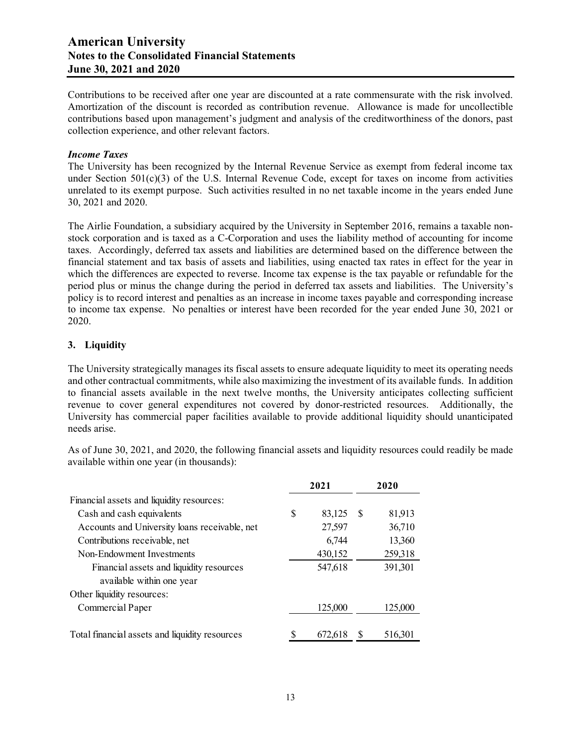Contributions to be received after one year are discounted at a rate commensurate with the risk involved. Amortization of the discount is recorded as contribution revenue. Allowance is made for uncollectible contributions based upon management's judgment and analysis of the creditworthiness of the donors, past collection experience, and other relevant factors.

***Income Taxes***

The University has been recognized by the Internal Revenue Service as exempt from federal income tax under Section 501(c)(3) of the U.S. Internal Revenue Code, except for taxes on income from activities unrelated to its exempt purpose. Such activities resulted in no net taxable income in the years ended June 30, 2021 and 2020.

The Airlie Foundation, a subsidiary acquired by the University in September 2016, remains a taxable non-stock corporation and is taxed as a C-Corporation and uses the liability method of accounting for income taxes. Accordingly, deferred tax assets and liabilities are determined based on the difference between the financial statement and tax basis of assets and liabilities, using enacted tax rates in effect for the year in which the differences are expected to reverse. Income tax expense is the tax payable or refundable for the period plus or minus the change during the period in deferred tax assets and liabilities. The University's policy is to record interest and penalties as an increase in income taxes payable and corresponding increase to income tax expense. No penalties or interest have been recorded for the year ended June 30, 2021 or 2020.

## 3. Liquidity

The University strategically manages its fiscal assets to ensure adequate liquidity to meet its operating needs and other contractual commitments, while also maximizing the investment of its available funds. In addition to financial assets available in the next twelve months, the University anticipates collecting sufficient revenue to cover general expenditures not covered by donor-restricted resources. Additionally, the University has commercial paper facilities available to provide additional liquidity should unanticipated needs arise.

As of June 30, 2021, and 2020, the following financial assets and liquidity resources could readily be made available within one year (in thousands):

| | 2021 | 2020 |
|---|---|---|
| Financial assets and liquidity resources: | | |
| Cash and cash equivalents | $ 83,125 | $ 81,913 |
| Accounts and University loans receivable, net | 27,597 | 36,710 |
| Contributions receivable, net | 6,744 | 13,360 |
| Non-Endowment Investments | 430,152 | 259,318 |
| Financial assets and liquidity resources available within one year | 547,618 | 391,301 |
| Other liquidity resources: | | |
| Commercial Paper | 125,000 | 125,000 |
| Total financial assets and liquidity resources | $ 672,618 | $ 516,301 |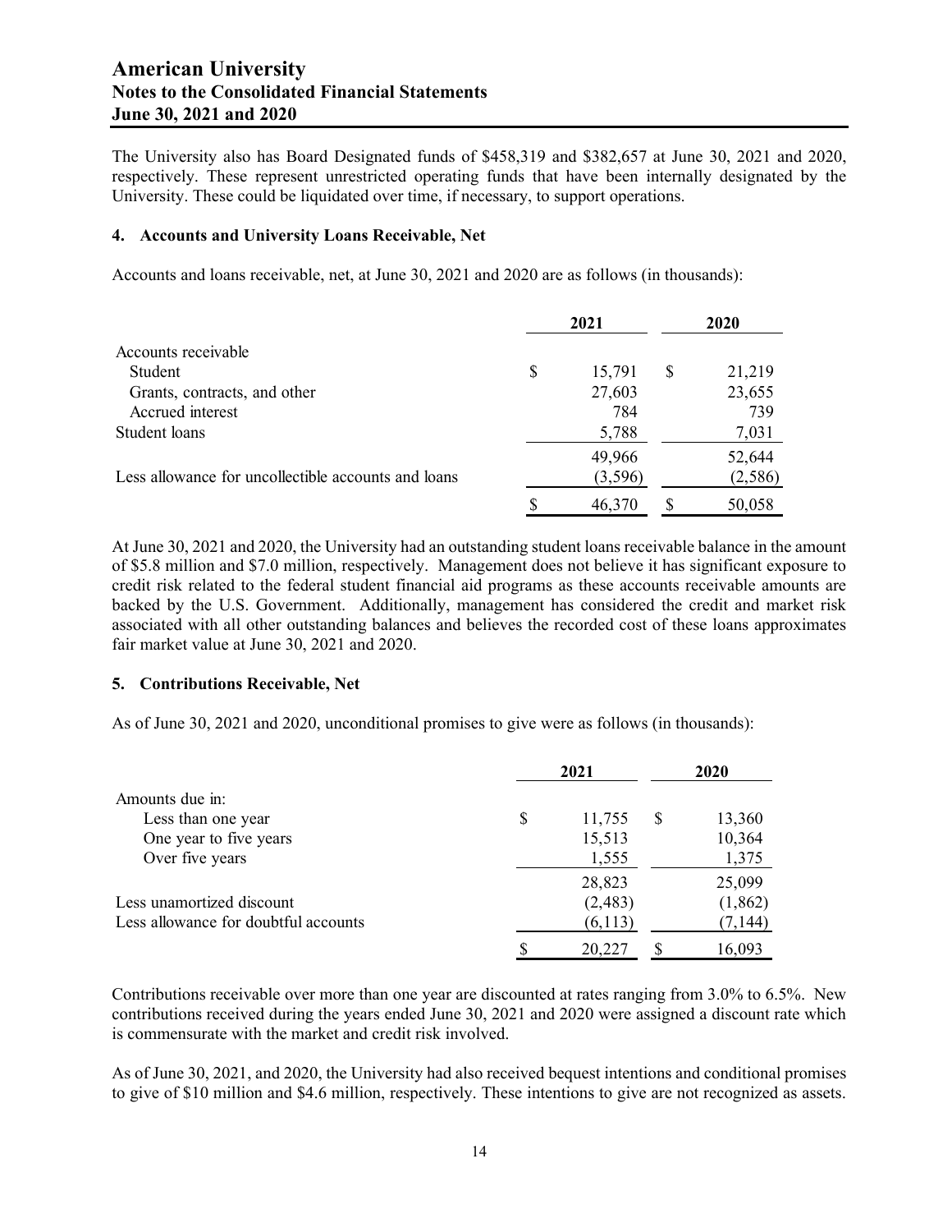The University also has Board Designated funds of $458,319 and $382,657 at June 30, 2021 and 2020, respectively. These represent unrestricted operating funds that have been internally designated by the University. These could be liquidated over time, if necessary, to support operations.

### 4. Accounts and University Loans Receivable, Net

Accounts and loans receivable, net, at June 30, 2021 and 2020 are as follows (in thousands):

| | 2021 | 2020 |
|---|---|---|
| Accounts receivable | | |
| Student | $ 15,791 | $ 21,219 |
| Grants, contracts, and other | 27,603 | 23,655 |
| Accrued interest | 784 | 739 |
| Student loans | 5,788 | 7,031 |
| | 49,966 | 52,644 |
| Less allowance for uncollectible accounts and loans | (3,596) | (2,586) |
| | $ 46,370 | $ 50,058 |

At June 30, 2021 and 2020, the University had an outstanding student loans receivable balance in the amount of $5.8 million and $7.0 million, respectively. Management does not believe it has significant exposure to credit risk related to the federal student financial aid programs as these accounts receivable amounts are backed by the U.S. Government. Additionally, management has considered the credit and market risk associated with all other outstanding balances and believes the recorded cost of these loans approximates fair market value at June 30, 2021 and 2020.

### 5. Contributions Receivable, Net

As of June 30, 2021 and 2020, unconditional promises to give were as follows (in thousands):

| | 2021 | 2020 |
|---|---|---|
| Amounts due in: | | |
| Less than one year | $ 11,755 | $ 13,360 |
| One year to five years | 15,513 | 10,364 |
| Over five years | 1,555 | 1,375 |
| | 28,823 | 25,099 |
| Less unamortized discount | (2,483) | (1,862) |
| Less allowance for doubtful accounts | (6,113) | (7,144) |
| | $ 20,227 | $ 16,093 |

Contributions receivable over more than one year are discounted at rates ranging from 3.0% to 6.5%. New contributions received during the years ended June 30, 2021 and 2020 were assigned a discount rate which is commensurate with the market and credit risk involved.

As of June 30, 2021, and 2020, the University had also received bequest intentions and conditional promises to give of $10 million and $4.6 million, respectively. These intentions to give are not recognized as assets.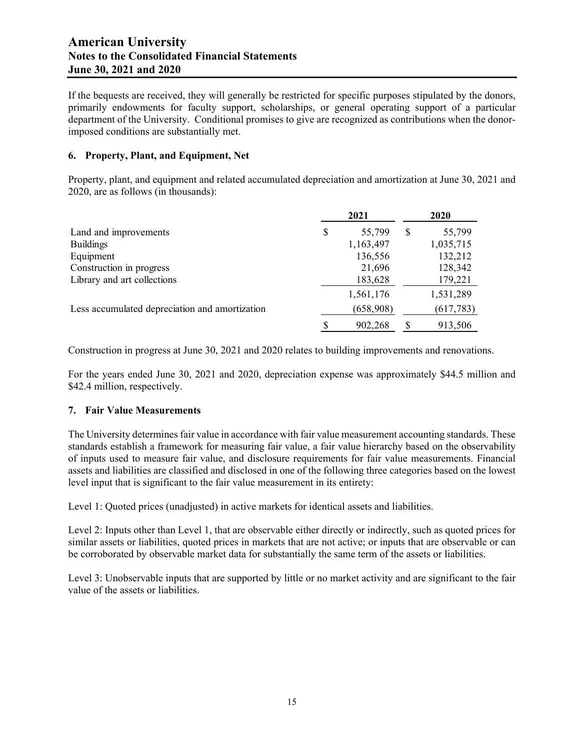If the bequests are received, they will generally be restricted for specific purposes stipulated by the donors, primarily endowments for faculty support, scholarships, or general operating support of a particular department of the University. Conditional promises to give are recognized as contributions when the donor-imposed conditions are substantially met.

### 6. Property, Plant, and Equipment, Net

Property, plant, and equipment and related accumulated depreciation and amortization at June 30, 2021 and 2020, are as follows (in thousands):

| | 2021 | 2020 |
|---|---|---|
| Land and improvements | $ 55,799 | $ 55,799 |
| Buildings | 1,163,497 | 1,035,715 |
| Equipment | 136,556 | 132,212 |
| Construction in progress | 21,696 | 128,342 |
| Library and art collections | 183,628 | 179,221 |
| | 1,561,176 | 1,531,289 |
| Less accumulated depreciation and amortization | (658,908) | (617,783) |
| | $ 902,268 | $ 913,506 |

Construction in progress at June 30, 2021 and 2020 relates to building improvements and renovations.

For the years ended June 30, 2021 and 2020, depreciation expense was approximately $44.5 million and $42.4 million, respectively.

### 7. Fair Value Measurements

The University determines fair value in accordance with fair value measurement accounting standards. These standards establish a framework for measuring fair value, a fair value hierarchy based on the observability of inputs used to measure fair value, and disclosure requirements for fair value measurements. Financial assets and liabilities are classified and disclosed in one of the following three categories based on the lowest level input that is significant to the fair value measurement in its entirety:

Level 1: Quoted prices (unadjusted) in active markets for identical assets and liabilities.

Level 2: Inputs other than Level 1, that are observable either directly or indirectly, such as quoted prices for similar assets or liabilities, quoted prices in markets that are not active; or inputs that are observable or can be corroborated by observable market data for substantially the same term of the assets or liabilities.

Level 3: Unobservable inputs that are supported by little or no market activity and are significant to the fair value of the assets or liabilities.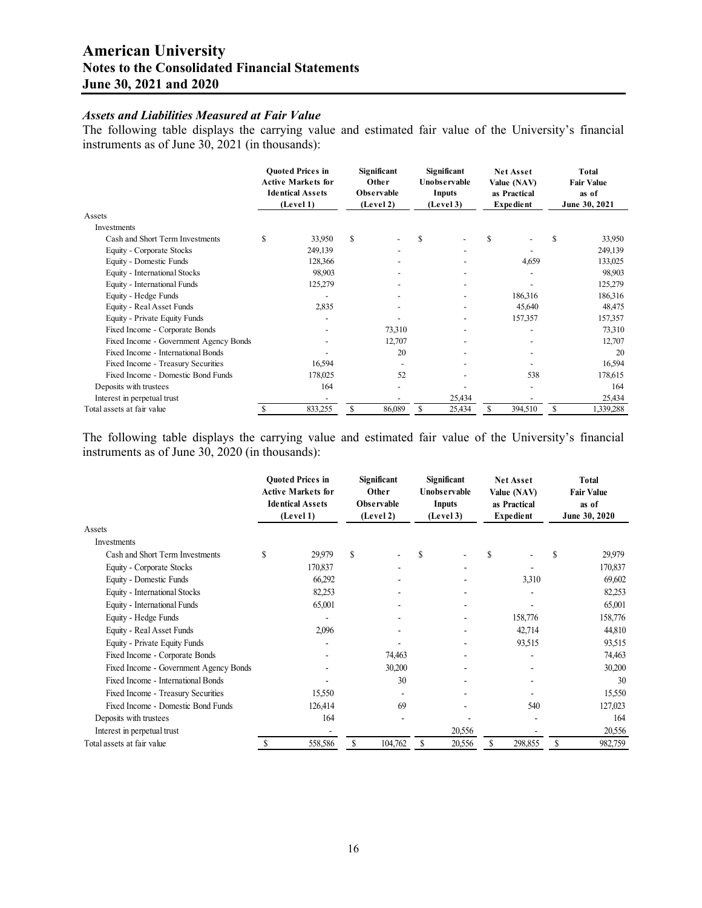### *Assets and Liabilities Measured at Fair Value*

The following table displays the carrying value and estimated fair value of the University's financial instruments as of June 30, 2021 (in thousands):

| | Quoted Prices in Active Markets for Identical Assets (Level 1) | Significant Other Observable (Level 2) | Significant Unobservable Inputs (Level 3) | Net Asset Value (NAV) as Practical Expedient | Total Fair Value as of June 30, 2021 |
|---|---|---|---|---|---|
| Assets | | | | | |
| Investments | | | | | |
| Cash and Short Term Investments | $ 33,950 | $ - | $ - | $ - | $ 33,950 |
| Equity - Corporate Stocks | 249,139 | - | - | - | 249,139 |
| Equity - Domestic Funds | 128,366 | - | - | 4,659 | 133,025 |
| Equity - International Stocks | 98,903 | - | - | - | 98,903 |
| Equity - International Funds | 125,279 | - | - | - | 125,279 |
| Equity - Hedge Funds | - | - | - | 186,316 | 186,316 |
| Equity - Real Asset Funds | 2,835 | - | - | 45,640 | 48,475 |
| Equity - Private Equity Funds | - | - | - | 157,357 | 157,357 |
| Fixed Income - Corporate Bonds | - | 73,310 | - | - | 73,310 |
| Fixed Income - Government Agency Bonds | - | 12,707 | - | - | 12,707 |
| Fixed Income - International Bonds | - | 20 | - | - | 20 |
| Fixed Income - Treasury Securities | 16,594 | - | - | - | 16,594 |
| Fixed Income - Domestic Bond Funds | 178,025 | 52 | - | 538 | 178,615 |
| Deposits with trustees | 164 | - | - | - | 164 |
| Interest in perpetual trust | - | - | 25,434 | - | 25,434 |
| Total assets at fair value | $ 833,255 | $ 86,089 | $ 25,434 | $ 394,510 | $ 1,339,288 |

The following table displays the carrying value and estimated fair value of the University's financial instruments as of June 30, 2020 (in thousands):

| | Quoted Prices in Active Markets for Identical Assets (Level 1) | Significant Other Observable (Level 2) | Significant Unobservable Inputs (Level 3) | Net Asset Value (NAV) as Practical Expedient | Total Fair Value as of June 30, 2020 |
|---|---|---|---|---|---|
| Assets | | | | | |
| Investments | | | | | |
| Cash and Short Term Investments | $ 29,979 | $ - | $ - | $ - | $ 29,979 |
| Equity - Corporate Stocks | 170,837 | - | - | - | 170,837 |
| Equity - Domestic Funds | 66,292 | - | - | 3,310 | 69,602 |
| Equity - International Stocks | 82,253 | - | - | - | 82,253 |
| Equity - International Funds | 65,001 | - | - | - | 65,001 |
| Equity - Hedge Funds | - | - | - | 158,776 | 158,776 |
| Equity - Real Asset Funds | 2,096 | - | - | 42,714 | 44,810 |
| Equity - Private Equity Funds | - | - | - | 93,515 | 93,515 |
| Fixed Income - Corporate Bonds | - | 74,463 | - | - | 74,463 |
| Fixed Income - Government Agency Bonds | - | 30,200 | - | - | 30,200 |
| Fixed Income - International Bonds | - | 30 | - | - | 30 |
| Fixed Income - Treasury Securities | 15,550 | - | - | - | 15,550 |
| Fixed Income - Domestic Bond Funds | 126,414 | 69 | - | 540 | 127,023 |
| Deposits with trustees | 164 | - | - | - | 164 |
| Interest in perpetual trust | - | - | 20,556 | - | 20,556 |
| Total assets at fair value | $ 558,586 | $ 104,762 | $ 20,556 | $ 298,855 | $ 982,759 |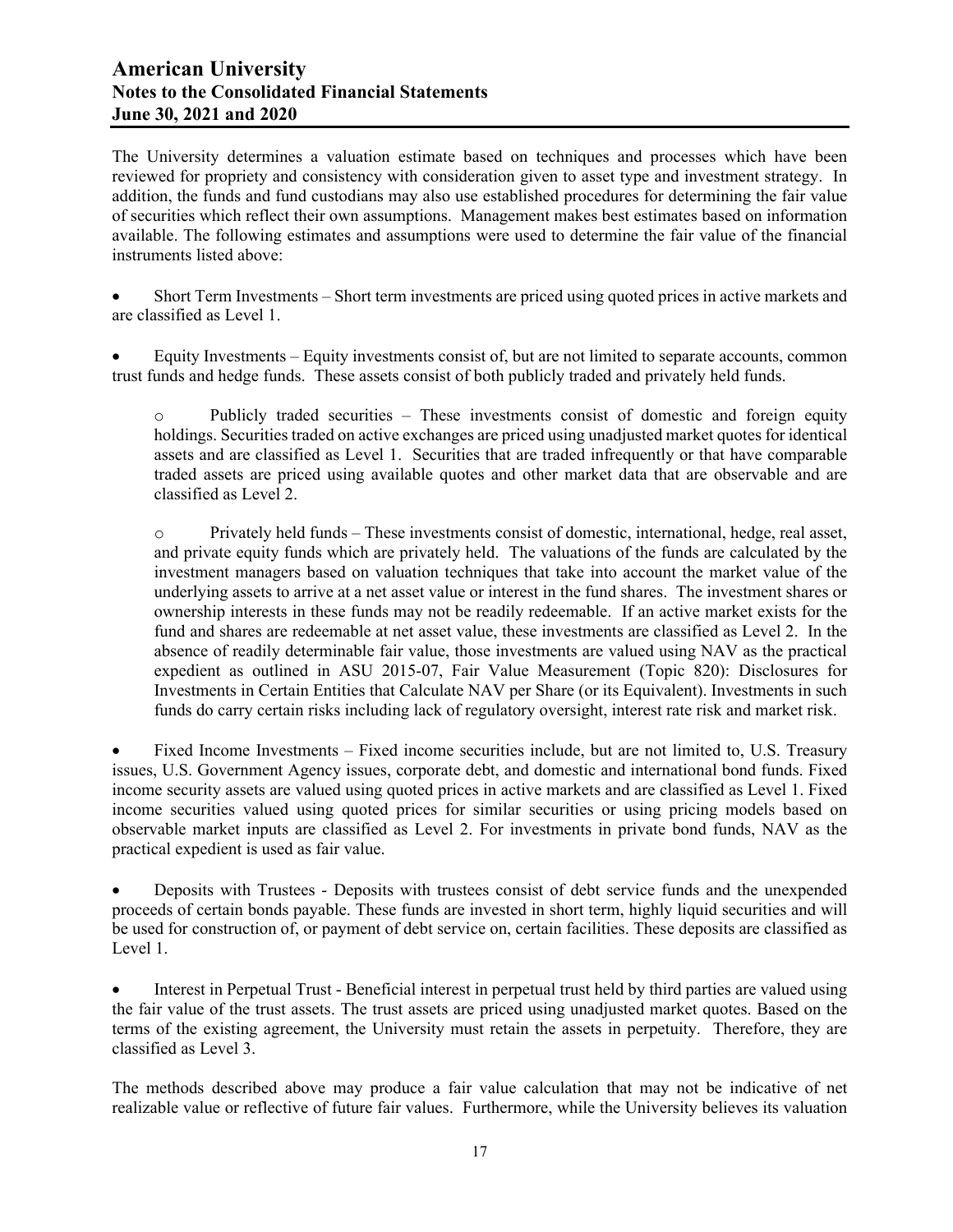The University determines a valuation estimate based on techniques and processes which have been reviewed for propriety and consistency with consideration given to asset type and investment strategy. In addition, the funds and fund custodians may also use established procedures for determining the fair value of securities which reflect their own assumptions. Management makes best estimates based on information available. The following estimates and assumptions were used to determine the fair value of the financial instruments listed above:

- Short Term Investments – Short term investments are priced using quoted prices in active markets and are classified as Level 1.

- Equity Investments – Equity investments consist of, but are not limited to separate accounts, common trust funds and hedge funds. These assets consist of both publicly traded and privately held funds.

    - Publicly traded securities – These investments consist of domestic and foreign equity holdings. Securities traded on active exchanges are priced using unadjusted market quotes for identical assets and are classified as Level 1. Securities that are traded infrequently or that have comparable traded assets are priced using available quotes and other market data that are observable and are classified as Level 2.

    - Privately held funds – These investments consist of domestic, international, hedge, real asset, and private equity funds which are privately held. The valuations of the funds are calculated by the investment managers based on valuation techniques that take into account the market value of the underlying assets to arrive at a net asset value or interest in the fund shares. The investment shares or ownership interests in these funds may not be readily redeemable. If an active market exists for the fund and shares are redeemable at net asset value, these investments are classified as Level 2. In the absence of readily determinable fair value, those investments are valued using NAV as the practical expedient as outlined in ASU 2015-07, Fair Value Measurement (Topic 820): Disclosures for Investments in Certain Entities that Calculate NAV per Share (or its Equivalent). Investments in such funds do carry certain risks including lack of regulatory oversight, interest rate risk and market risk.

- Fixed Income Investments – Fixed income securities include, but are not limited to, U.S. Treasury issues, U.S. Government Agency issues, corporate debt, and domestic and international bond funds. Fixed income security assets are valued using quoted prices in active markets and are classified as Level 1. Fixed income securities valued using quoted prices for similar securities or using pricing models based on observable market inputs are classified as Level 2. For investments in private bond funds, NAV as the practical expedient is used as fair value.

- Deposits with Trustees - Deposits with trustees consist of debt service funds and the unexpended proceeds of certain bonds payable. These funds are invested in short term, highly liquid securities and will be used for construction of, or payment of debt service on, certain facilities. These deposits are classified as Level 1.

- Interest in Perpetual Trust - Beneficial interest in perpetual trust held by third parties are valued using the fair value of the trust assets. The trust assets are priced using unadjusted market quotes. Based on the terms of the existing agreement, the University must retain the assets in perpetuity. Therefore, they are classified as Level 3.

The methods described above may produce a fair value calculation that may not be indicative of net realizable value or reflective of future fair values. Furthermore, while the University believes its valuation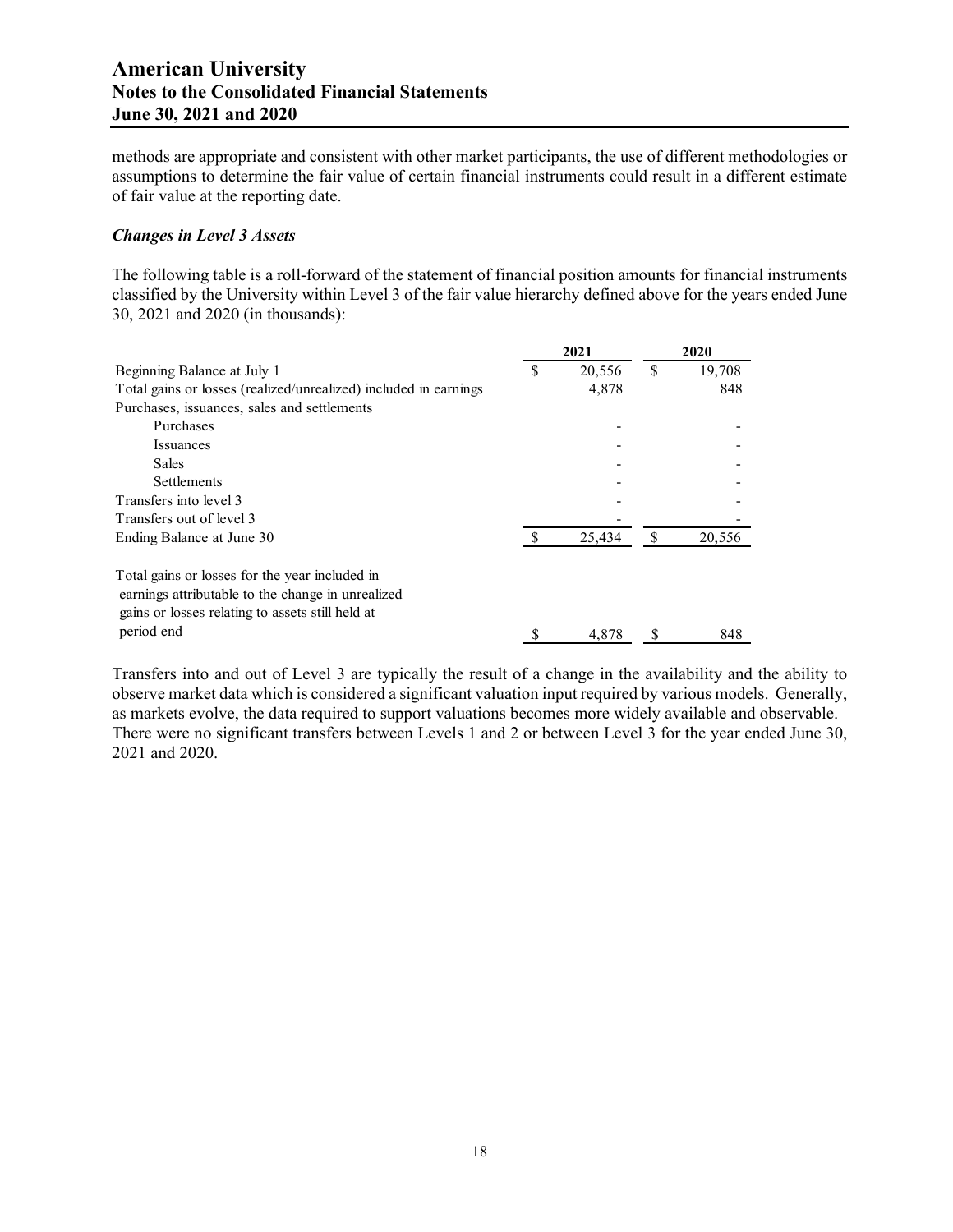methods are appropriate and consistent with other market participants, the use of different methodologies or assumptions to determine the fair value of certain financial instruments could result in a different estimate of fair value at the reporting date.

### *Changes in Level 3 Assets*

The following table is a roll-forward of the statement of financial position amounts for financial instruments classified by the University within Level 3 of the fair value hierarchy defined above for the years ended June 30, 2021 and 2020 (in thousands):

| | 2021 | 2020 |
|---|---|---|
| Beginning Balance at July 1 | $ 20,556 | $ 19,708 |
| Total gains or losses (realized/unrealized) included in earnings | 4,878 | 848 |
| Purchases, issuances, sales and settlements | | |
| Purchases | - | - |
| Issuances | - | - |
| Sales | - | - |
| Settlements | - | - |
| Transfers into level 3 | - | - |
| Transfers out of level 3 | - | - |
| Ending Balance at June 30 | $ 25,434 | $ 20,556 |
| Total gains or losses for the year included in earnings attributable to the change in unrealized gains or losses relating to assets still held at period end | $ 4,878 | $ 848 |

Transfers into and out of Level 3 are typically the result of a change in the availability and the ability to observe market data which is considered a significant valuation input required by various models. Generally, as markets evolve, the data required to support valuations becomes more widely available and observable. There were no significant transfers between Levels 1 and 2 or between Level 3 for the year ended June 30, 2021 and 2020.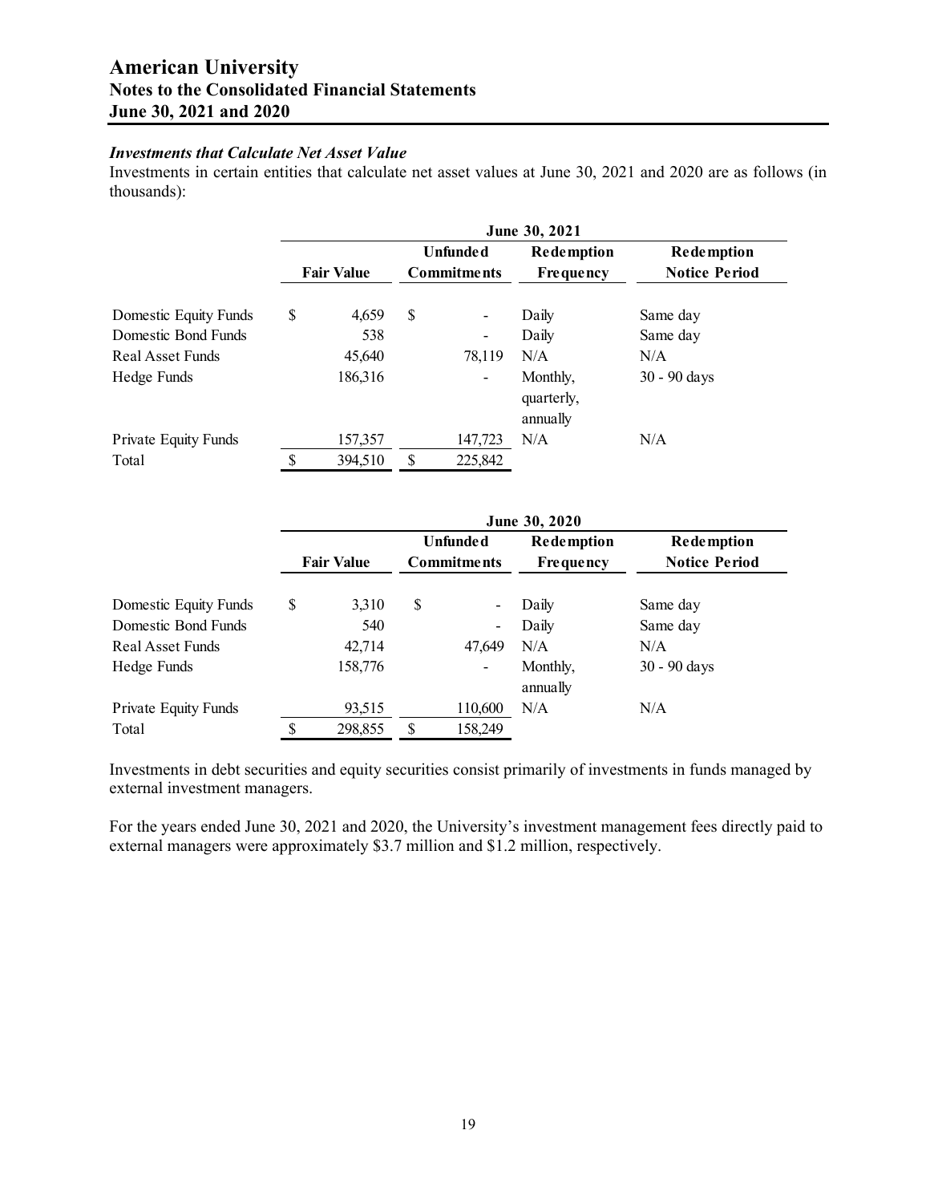### *Investments that Calculate Net Asset Value*

Investments in certain entities that calculate net asset values at June 30, 2021 and 2020 are as follows (in thousands):

| | June 30, 2021 | | | |
|---|---|---|---|---|
| | **Fair Value** | **Unfunded Commitments** | **Redemption Frequency** | **Redemption Notice Period** |
| Domestic Equity Funds | $ 4,659 | $ - | Daily | Same day |
| Domestic Bond Funds | 538 | - | Daily | Same day |
| Real Asset Funds | 45,640 | 78,119 | N/A | N/A |
| Hedge Funds | 186,316 | - | Monthly, quarterly, annually | 30 - 90 days |
| Private Equity Funds | 157,357 | 147,723 | N/A | N/A |
| Total | $ 394,510 | $ 225,842 | | |

| | June 30, 2020 | | | |
|---|---|---|---|---|
| | **Fair Value** | **Unfunded Commitments** | **Redemption Frequency** | **Redemption Notice Period** |
| Domestic Equity Funds | $ 3,310 | $ - | Daily | Same day |
| Domestic Bond Funds | 540 | - | Daily | Same day |
| Real Asset Funds | 42,714 | 47,649 | N/A | N/A |
| Hedge Funds | 158,776 | - | Monthly, annually | 30 - 90 days |
| Private Equity Funds | 93,515 | 110,600 | N/A | N/A |
| Total | $ 298,855 | $ 158,249 | | |

Investments in debt securities and equity securities consist primarily of investments in funds managed by external investment managers.

For the years ended June 30, 2021 and 2020, the University's investment management fees directly paid to external managers were approximately $3.7 million and $1.2 million, respectively.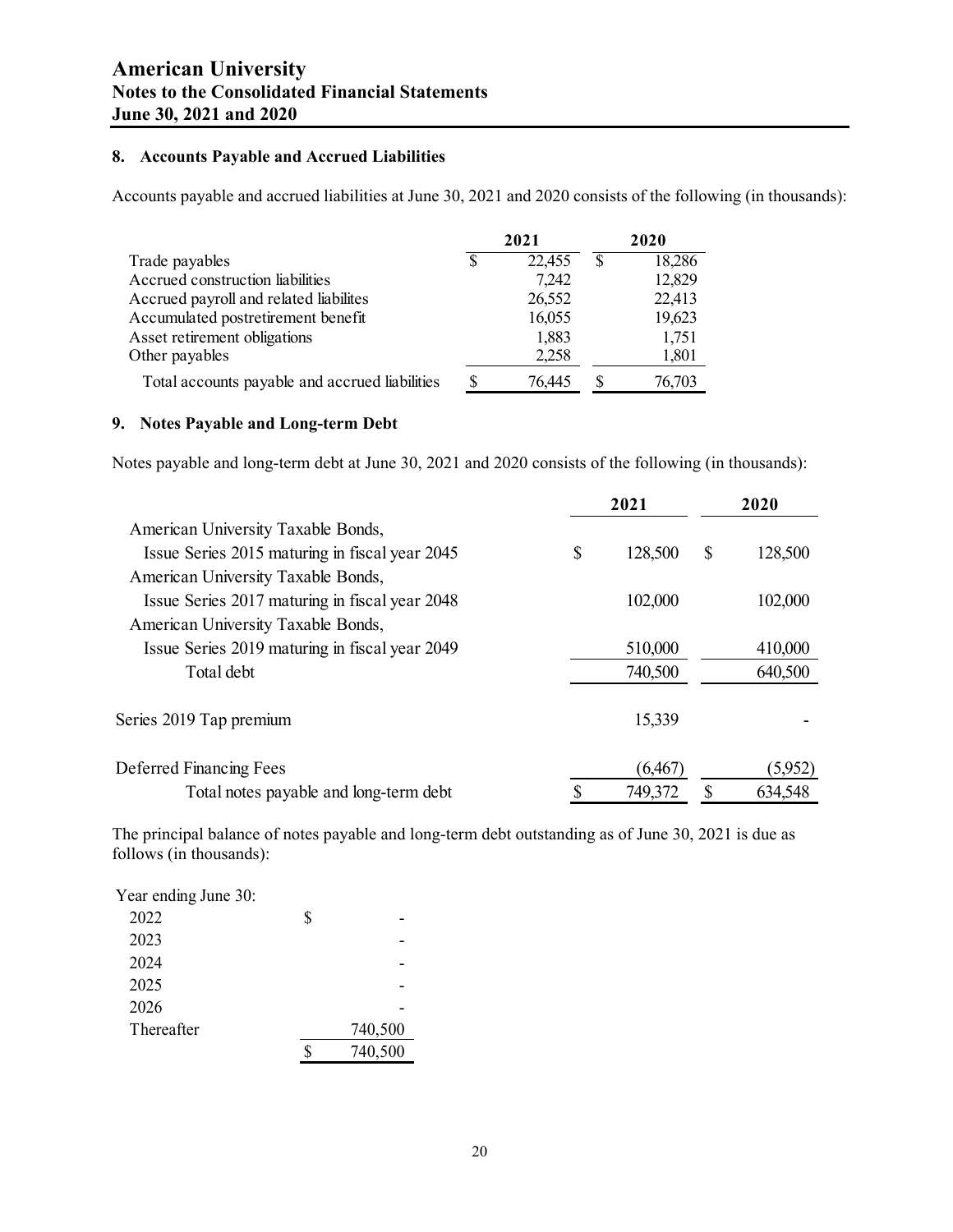## 8. Accounts Payable and Accrued Liabilities

Accounts payable and accrued liabilities at June 30, 2021 and 2020 consists of the following (in thousands):

| | 2021 | 2020 |
|---|---|---|
| Trade payables | $ 22,455 | $ 18,286 |
| Accrued construction liabilities | 7,242 | 12,829 |
| Accrued payroll and related liabilites | 26,552 | 22,413 |
| Accumulated postretirement benefit | 16,055 | 19,623 |
| Asset retirement obligations | 1,883 | 1,751 |
| Other payables | 2,258 | 1,801 |
| Total accounts payable and accrued liabilities | $ 76,445 | $ 76,703 |

## 9. Notes Payable and Long-term Debt

Notes payable and long-term debt at June 30, 2021 and 2020 consists of the following (in thousands):

| | 2021 | 2020 |
|---|---|---|
| American University Taxable Bonds, Issue Series 2015 maturing in fiscal year 2045 | $ 128,500 | $ 128,500 |
| American University Taxable Bonds, Issue Series 2017 maturing in fiscal year 2048 | 102,000 | 102,000 |
| American University Taxable Bonds, Issue Series 2019 maturing in fiscal year 2049 | 510,000 | 410,000 |
| Total debt | 740,500 | 640,500 |
| Series 2019 Tap premium | 15,339 | - |
| Deferred Financing Fees | (6,467) | (5,952) |
| Total notes payable and long-term debt | $ 749,372 | $ 634,548 |

The principal balance of notes payable and long-term debt outstanding as of June 30, 2021 is due as follows (in thousands):

| Year ending June 30: | |
|---|---|
| 2022 | $ - |
| 2023 | - |
| 2024 | - |
| 2025 | - |
| 2026 | - |
| Thereafter | 740,500 |
| | $ 740,500 |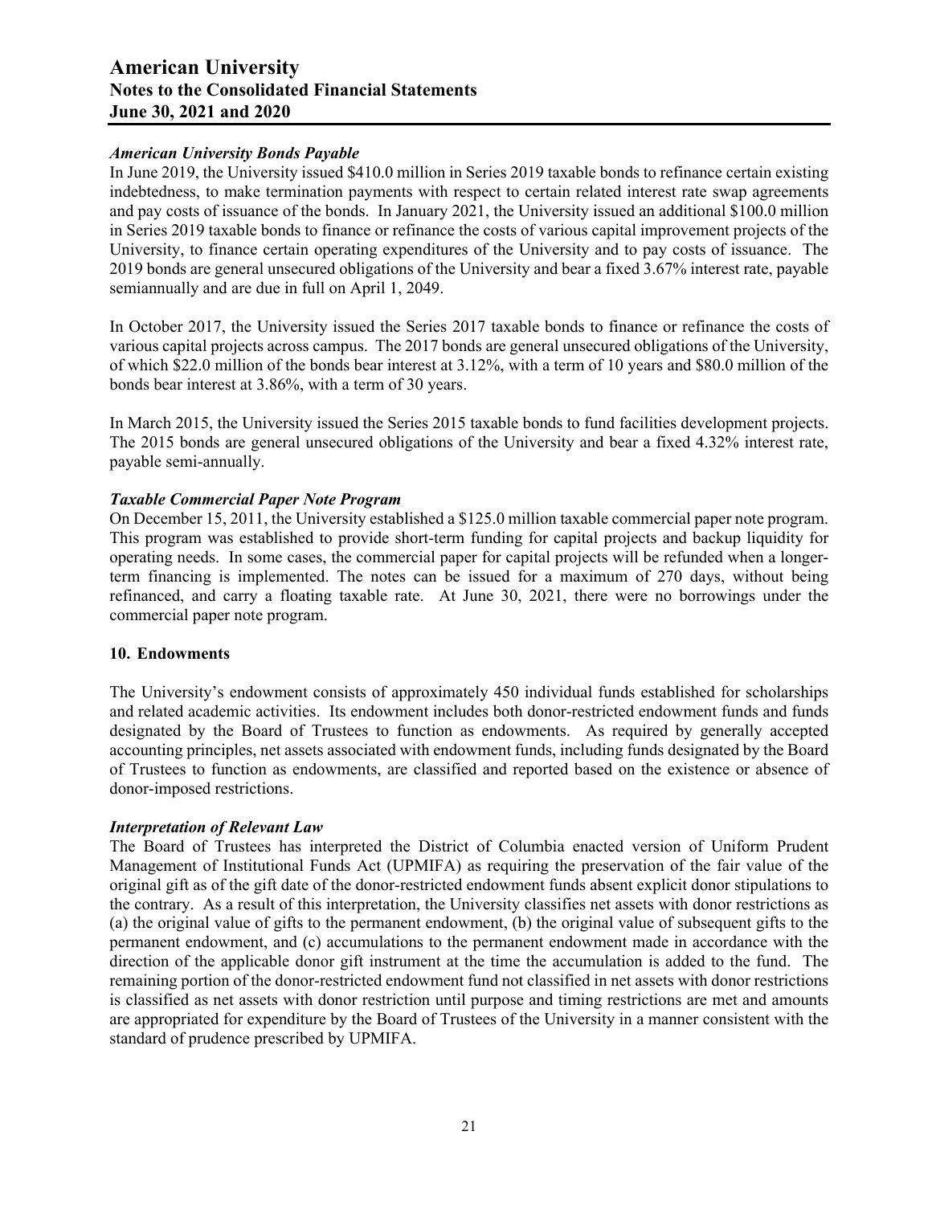### *American University Bonds Payable*

In June 2019, the University issued \$410.0 million in Series 2019 taxable bonds to refinance certain existing indebtedness, to make termination payments with respect to certain related interest rate swap agreements and pay costs of issuance of the bonds. In January 2021, the University issued an additional \$100.0 million in Series 2019 taxable bonds to finance or refinance the costs of various capital improvement projects of the University, to finance certain operating expenditures of the University and to pay costs of issuance. The 2019 bonds are general unsecured obligations of the University and bear a fixed 3.67% interest rate, payable semiannually and are due in full on April 1, 2049.

In October 2017, the University issued the Series 2017 taxable bonds to finance or refinance the costs of various capital projects across campus. The 2017 bonds are general unsecured obligations of the University, of which \$22.0 million of the bonds bear interest at 3.12%, with a term of 10 years and \$80.0 million of the bonds bear interest at 3.86%, with a term of 30 years.

In March 2015, the University issued the Series 2015 taxable bonds to fund facilities development projects. The 2015 bonds are general unsecured obligations of the University and bear a fixed 4.32% interest rate, payable semi-annually.

### *Taxable Commercial Paper Note Program*

On December 15, 2011, the University established a \$125.0 million taxable commercial paper note program. This program was established to provide short-term funding for capital projects and backup liquidity for operating needs. In some cases, the commercial paper for capital projects will be refunded when a longer-term financing is implemented. The notes can be issued for a maximum of 270 days, without being refinanced, and carry a floating taxable rate. At June 30, 2021, there were no borrowings under the commercial paper note program.

## 10. Endowments

The University's endowment consists of approximately 450 individual funds established for scholarships and related academic activities. Its endowment includes both donor-restricted endowment funds and funds designated by the Board of Trustees to function as endowments. As required by generally accepted accounting principles, net assets associated with endowment funds, including funds designated by the Board of Trustees to function as endowments, are classified and reported based on the existence or absence of donor-imposed restrictions.

### *Interpretation of Relevant Law*

The Board of Trustees has interpreted the District of Columbia enacted version of Uniform Prudent Management of Institutional Funds Act (UPMIFA) as requiring the preservation of the fair value of the original gift as of the gift date of the donor-restricted endowment funds absent explicit donor stipulations to the contrary. As a result of this interpretation, the University classifies net assets with donor restrictions as (a) the original value of gifts to the permanent endowment, (b) the original value of subsequent gifts to the permanent endowment, and (c) accumulations to the permanent endowment made in accordance with the direction of the applicable donor gift instrument at the time the accumulation is added to the fund. The remaining portion of the donor-restricted endowment fund not classified in net assets with donor restrictions is classified as net assets with donor restriction until purpose and timing restrictions are met and amounts are appropriated for expenditure by the Board of Trustees of the University in a manner consistent with the standard of prudence prescribed by UPMIFA.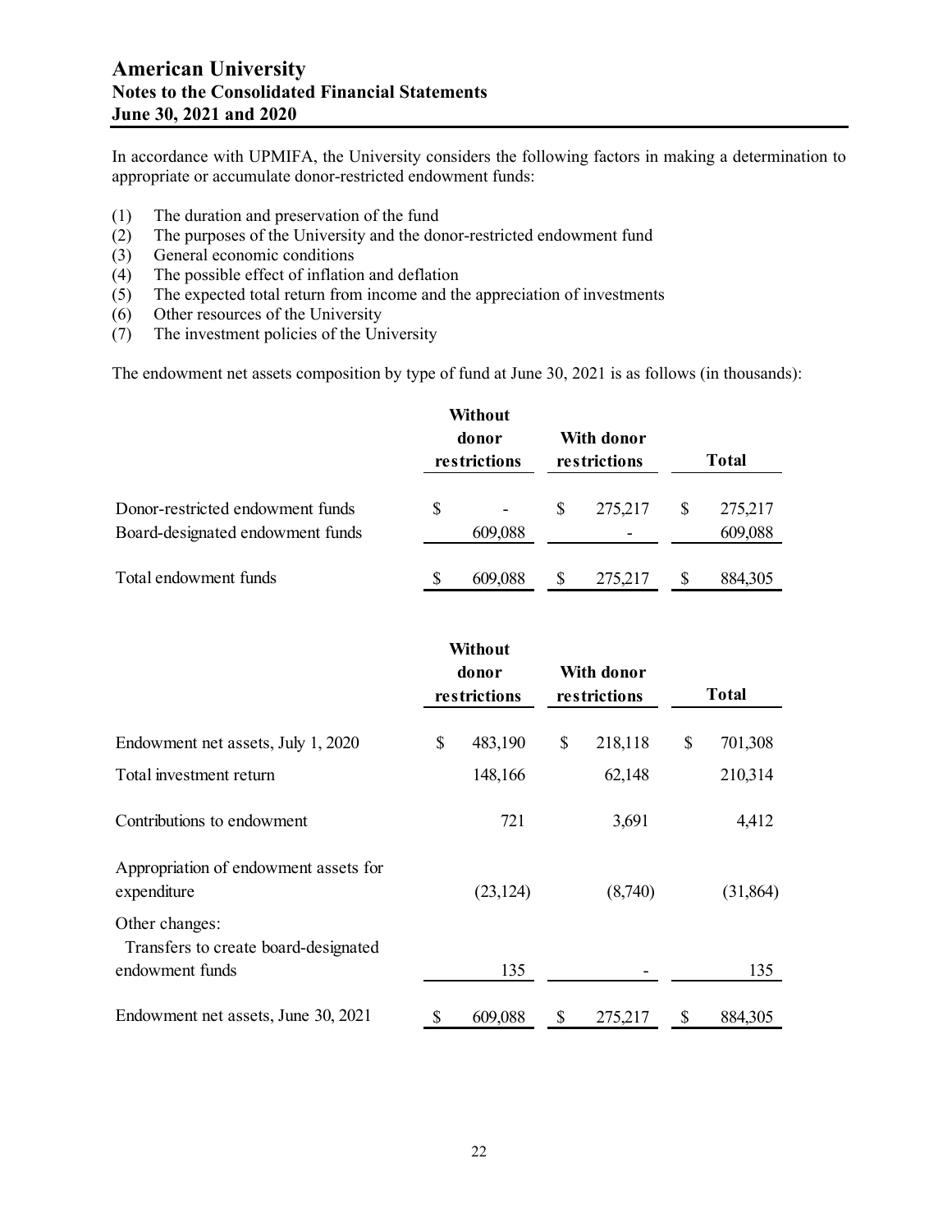In accordance with UPMIFA, the University considers the following factors in making a determination to appropriate or accumulate donor-restricted endowment funds:

(1) The duration and preservation of the fund
(2) The purposes of the University and the donor-restricted endowment fund
(3) General economic conditions
(4) The possible effect of inflation and deflation
(5) The expected total return from income and the appreciation of investments
(6) Other resources of the University
(7) The investment policies of the University

The endowment net assets composition by type of fund at June 30, 2021 is as follows (in thousands):

| | Without donor restrictions | With donor restrictions | Total |
|---|---|---|---|
| Donor-restricted endowment funds | $ - | $ 275,217 | $ 275,217 |
| Board-designated endowment funds | 609,088 | - | 609,088 |
| Total endowment funds | $ 609,088 | $ 275,217 | $ 884,305 |

| | Without donor restrictions | With donor restrictions | Total |
|---|---|---|---|
| Endowment net assets, July 1, 2020 | $ 483,190 | $ 218,118 | $ 701,308 |
| Total investment return | 148,166 | 62,148 | 210,314 |
| Contributions to endowment | 721 | 3,691 | 4,412 |
| Appropriation of endowment assets for expenditure | (23,124) | (8,740) | (31,864) |
| Other changes: | | | |
| Transfers to create board-designated endowment funds | 135 | - | 135 |
| Endowment net assets, June 30, 2021 | $ 609,088 | $ 275,217 | $ 884,305 |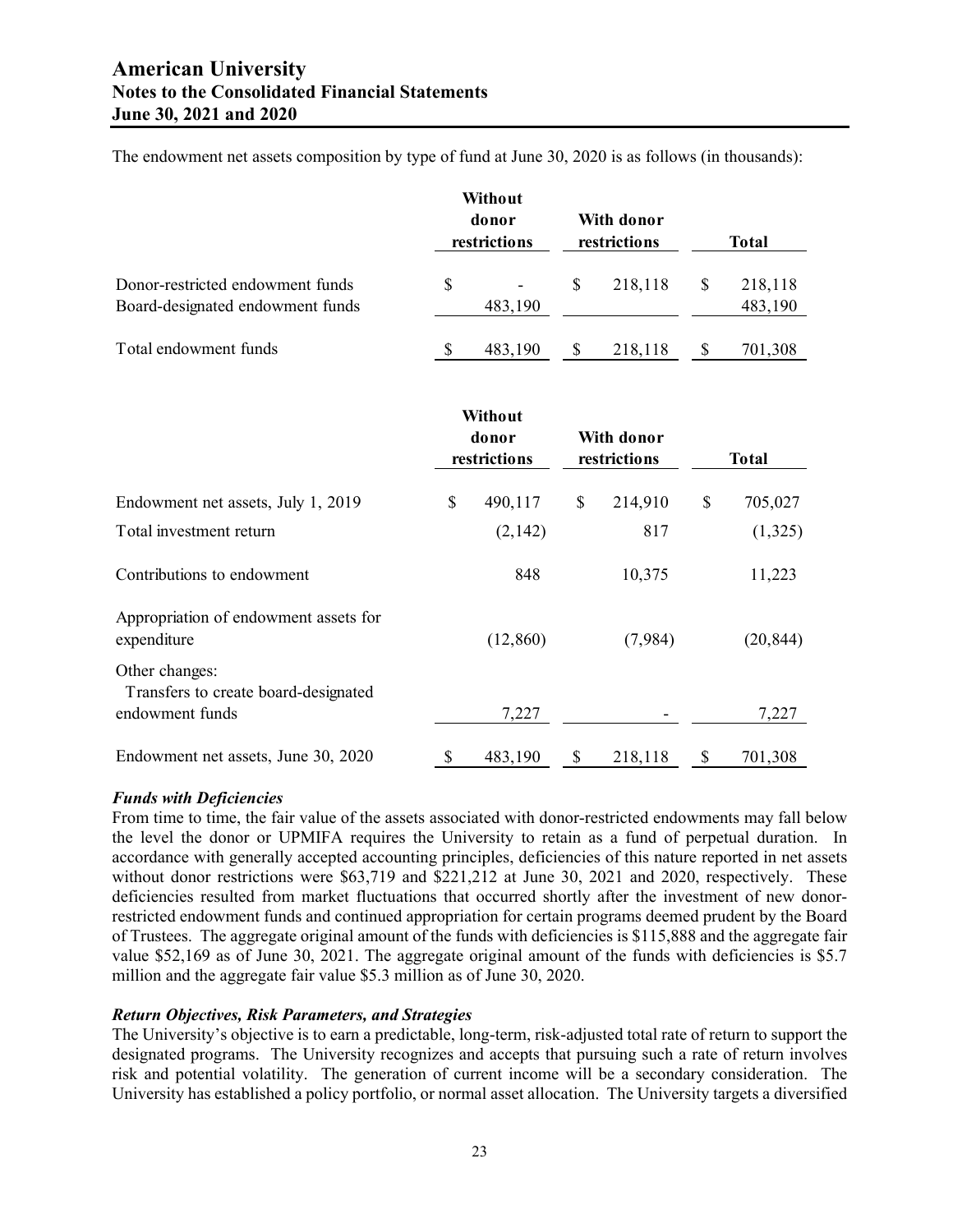The endowment net assets composition by type of fund at June 30, 2020 is as follows (in thousands):

| | Without donor restrictions | With donor restrictions | Total |
|---|---|---|---|
| Donor-restricted endowment funds | $ - | $ 218,118 | $ 218,118 |
| Board-designated endowment funds | 483,190 | | 483,190 |
| Total endowment funds | $ 483,190 | $ 218,118 | $ 701,308 |

| | Without donor restrictions | With donor restrictions | Total |
|---|---|---|---|
| Endowment net assets, July 1, 2019 | $ 490,117 | $ 214,910 | $ 705,027 |
| Total investment return | (2,142) | 817 | (1,325) |
| Contributions to endowment | 848 | 10,375 | 11,223 |
| Appropriation of endowment assets for expenditure | (12,860) | (7,984) | (20,844) |
| Other changes: | | | |
| Transfers to create board-designated endowment funds | 7,227 | - | 7,227 |
| Endowment net assets, June 30, 2020 | $ 483,190 | $ 218,118 | $ 701,308 |

***Funds with Deficiencies***

From time to time, the fair value of the assets associated with donor-restricted endowments may fall below the level the donor or UPMIFA requires the University to retain as a fund of perpetual duration. In accordance with generally accepted accounting principles, deficiencies of this nature reported in net assets without donor restrictions were $63,719 and $221,212 at June 30, 2021 and 2020, respectively. These deficiencies resulted from market fluctuations that occurred shortly after the investment of new donor-restricted endowment funds and continued appropriation for certain programs deemed prudent by the Board of Trustees. The aggregate original amount of the funds with deficiencies is $115,888 and the aggregate fair value $52,169 as of June 30, 2021. The aggregate original amount of the funds with deficiencies is $5.7 million and the aggregate fair value $5.3 million as of June 30, 2020.

***Return Objectives, Risk Parameters, and Strategies***

The University's objective is to earn a predictable, long-term, risk-adjusted total rate of return to support the designated programs. The University recognizes and accepts that pursuing such a rate of return involves risk and potential volatility. The generation of current income will be a secondary consideration. The University has established a policy portfolio, or normal asset allocation. The University targets a diversified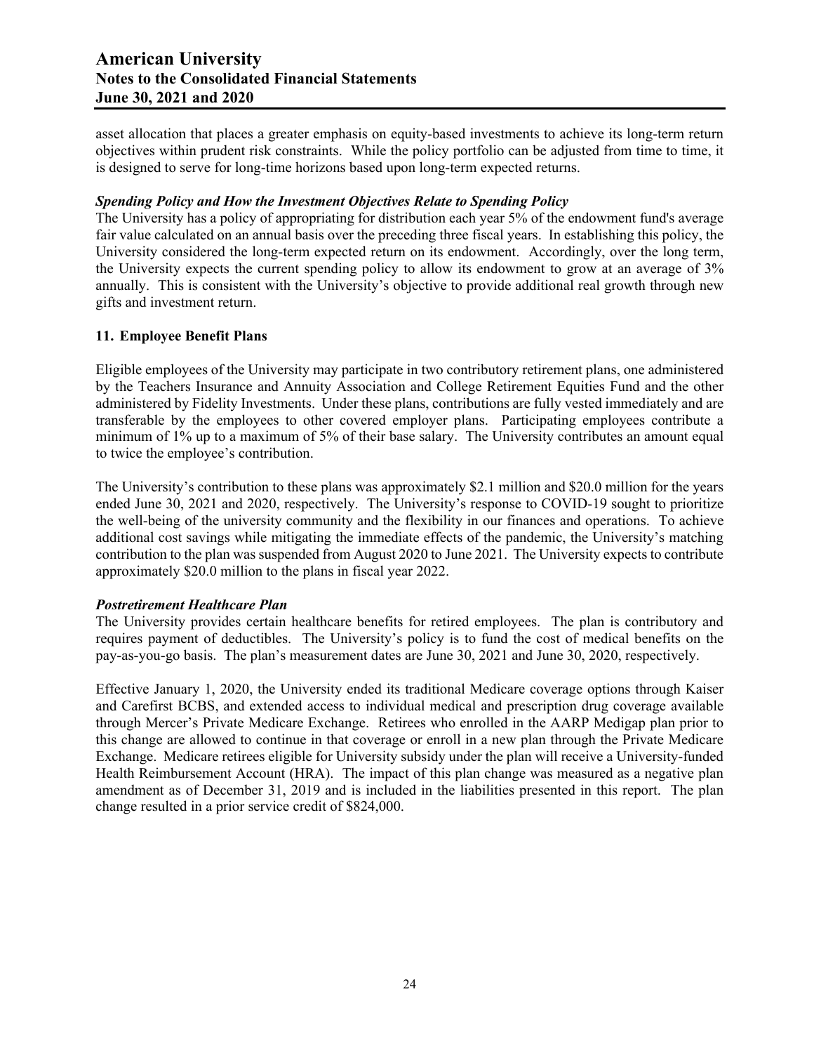asset allocation that places a greater emphasis on equity-based investments to achieve its long-term return objectives within prudent risk constraints. While the policy portfolio can be adjusted from time to time, it is designed to serve for long-time horizons based upon long-term expected returns.

***Spending Policy and How the Investment Objectives Relate to Spending Policy***

The University has a policy of appropriating for distribution each year 5% of the endowment fund's average fair value calculated on an annual basis over the preceding three fiscal years. In establishing this policy, the University considered the long-term expected return on its endowment. Accordingly, over the long term, the University expects the current spending policy to allow its endowment to grow at an average of 3% annually. This is consistent with the University's objective to provide additional real growth through new gifts and investment return.

## 11. Employee Benefit Plans

Eligible employees of the University may participate in two contributory retirement plans, one administered by the Teachers Insurance and Annuity Association and College Retirement Equities Fund and the other administered by Fidelity Investments. Under these plans, contributions are fully vested immediately and are transferable by the employees to other covered employer plans. Participating employees contribute a minimum of 1% up to a maximum of 5% of their base salary. The University contributes an amount equal to twice the employee's contribution.

The University's contribution to these plans was approximately $2.1 million and $20.0 million for the years ended June 30, 2021 and 2020, respectively. The University's response to COVID-19 sought to prioritize the well-being of the university community and the flexibility in our finances and operations. To achieve additional cost savings while mitigating the immediate effects of the pandemic, the University's matching contribution to the plan was suspended from August 2020 to June 2021. The University expects to contribute approximately $20.0 million to the plans in fiscal year 2022.

***Postretirement Healthcare Plan***

The University provides certain healthcare benefits for retired employees. The plan is contributory and requires payment of deductibles. The University's policy is to fund the cost of medical benefits on the pay-as-you-go basis. The plan's measurement dates are June 30, 2021 and June 30, 2020, respectively.

Effective January 1, 2020, the University ended its traditional Medicare coverage options through Kaiser and Carefirst BCBS, and extended access to individual medical and prescription drug coverage available through Mercer's Private Medicare Exchange. Retirees who enrolled in the AARP Medigap plan prior to this change are allowed to continue in that coverage or enroll in a new plan through the Private Medicare Exchange. Medicare retirees eligible for University subsidy under the plan will receive a University-funded Health Reimbursement Account (HRA). The impact of this plan change was measured as a negative plan amendment as of December 31, 2019 and is included in the liabilities presented in this report. The plan change resulted in a prior service credit of $824,000.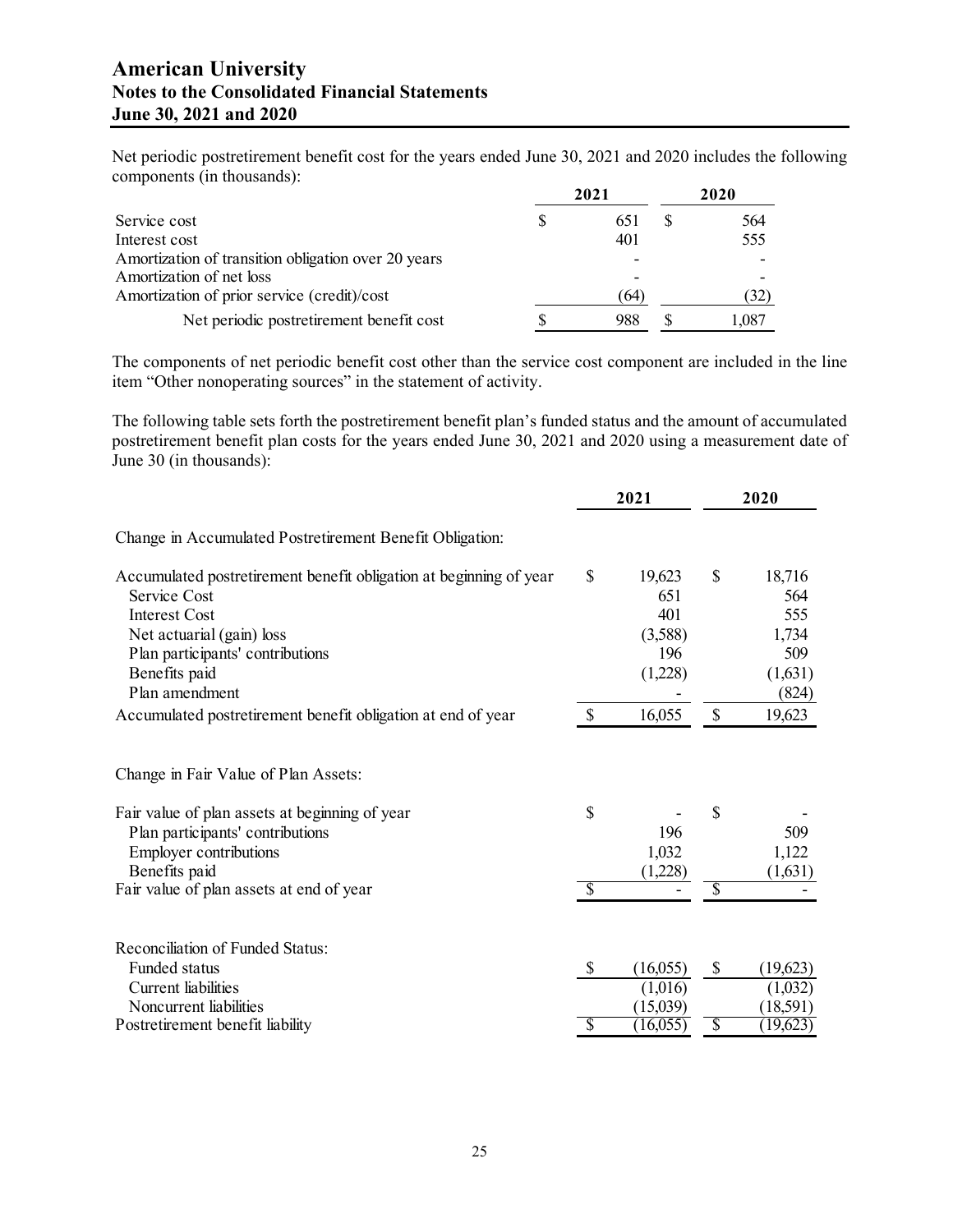# American University
## Notes to the Consolidated Financial Statements
## June 30, 2021 and 2020

Net periodic postretirement benefit cost for the years ended June 30, 2021 and 2020 includes the following components (in thousands):

| | 2021 | 2020 |
|---|---|---|
| Service cost | $ 651 | $ 564 |
| Interest cost | 401 | 555 |
| Amortization of transition obligation over 20 years | - | - |
| Amortization of net loss | - | - |
| Amortization of prior service (credit)/cost | (64) | (32) |
| Net periodic postretirement benefit cost | $ 988 | $ 1,087 |

The components of net periodic benefit cost other than the service cost component are included in the line item "Other nonoperating sources" in the statement of activity.

The following table sets forth the postretirement benefit plan's funded status and the amount of accumulated postretirement benefit plan costs for the years ended June 30, 2021 and 2020 using a measurement date of June 30 (in thousands):

| | 2021 | 2020 |
|---|---|---|
| **Change in Accumulated Postretirement Benefit Obligation:** | | |
| Accumulated postretirement benefit obligation at beginning of year | $ 19,623 | $ 18,716 |
| Service Cost | 651 | 564 |
| Interest Cost | 401 | 555 |
| Net actuarial (gain) loss | (3,588) | 1,734 |
| Plan participants' contributions | 196 | 509 |
| Benefits paid | (1,228) | (1,631) |
| Plan amendment | - | (824) |
| Accumulated postretirement benefit obligation at end of year | $ 16,055 | $ 19,623 |
| **Change in Fair Value of Plan Assets:** | | |
| Fair value of plan assets at beginning of year | $ - | $ - |
| Plan participants' contributions | 196 | 509 |
| Employer contributions | 1,032 | 1,122 |
| Benefits paid | (1,228) | (1,631) |
| Fair value of plan assets at end of year | $ - | $ - |
| **Reconciliation of Funded Status:** | | |
| Funded status | $ (16,055) | $ (19,623) |
| Current liabilities | (1,016) | (1,032) |
| Noncurrent liabilities | (15,039) | (18,591) |
| Postretirement benefit liability | $ (16,055) | $ (19,623) |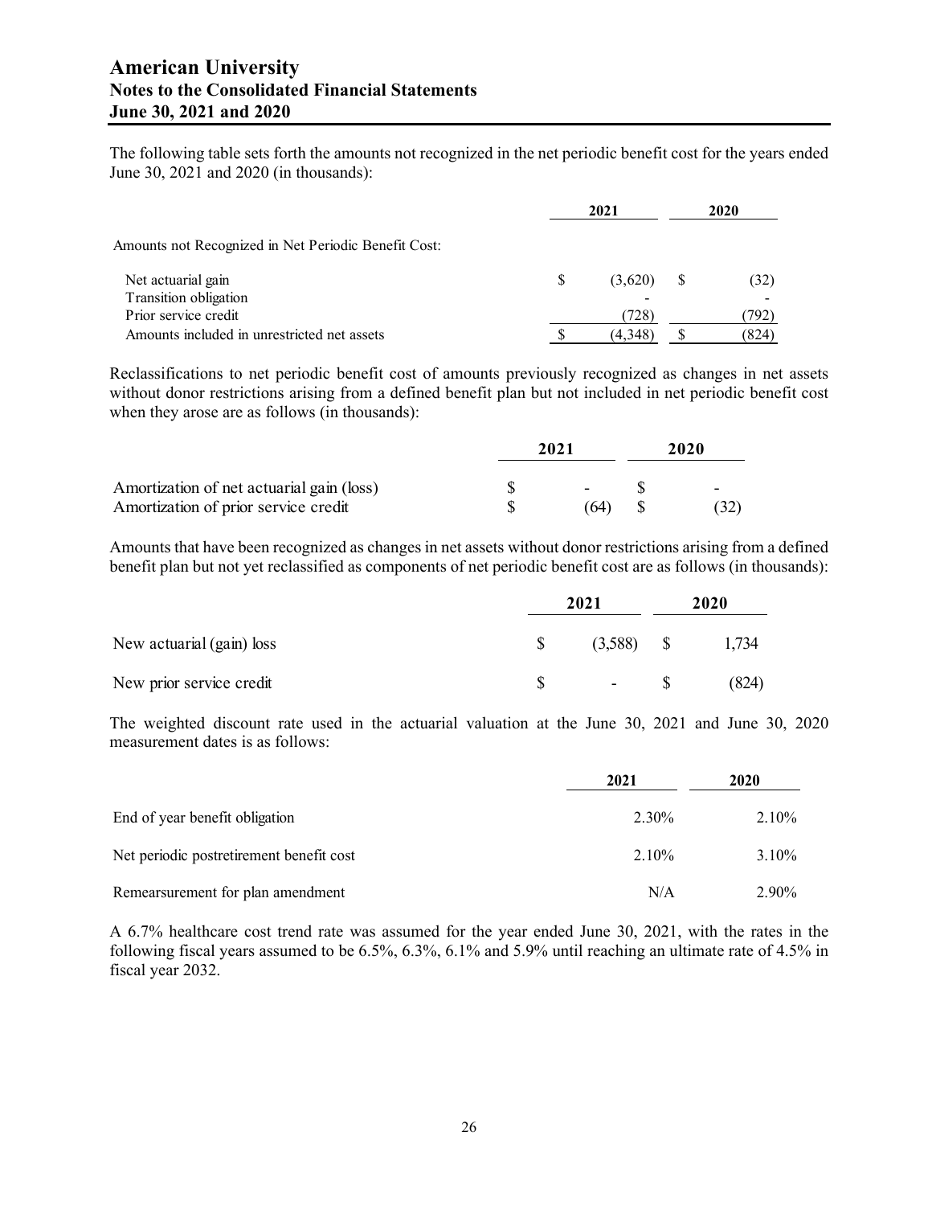The following table sets forth the amounts not recognized in the net periodic benefit cost for the years ended June 30, 2021 and 2020 (in thousands):

| | 2021 | 2020 |
|---|---|---|
| Amounts not Recognized in Net Periodic Benefit Cost: | | |
| Net actuarial gain | $ (3,620) | $ (32) |
| Transition obligation | - | - |
| Prior service credit | (728) | (792) |
| Amounts included in unrestricted net assets | $ (4,348) | $ (824) |

Reclassifications to net periodic benefit cost of amounts previously recognized as changes in net assets without donor restrictions arising from a defined benefit plan but not included in net periodic benefit cost when they arose are as follows (in thousands):

| | 2021 | 2020 |
|---|---|---|
| Amortization of net actuarial gain (loss) | $ - | $ - |
| Amortization of prior service credit | $ (64) | $ (32) |

Amounts that have been recognized as changes in net assets without donor restrictions arising from a defined benefit plan but not yet reclassified as components of net periodic benefit cost are as follows (in thousands):

| | 2021 | 2020 |
|---|---|---|
| New actuarial (gain) loss | $ (3,588) | $ 1,734 |
| New prior service credit | $ - | $ (824) |

The weighted discount rate used in the actuarial valuation at the June 30, 2021 and June 30, 2020 measurement dates is as follows:

| | 2021 | 2020 |
|---|---|---|
| End of year benefit obligation | 2.30% | 2.10% |
| Net periodic postretirement benefit cost | 2.10% | 3.10% |
| Remearsurement for plan amendment | N/A | 2.90% |

A 6.7% healthcare cost trend rate was assumed for the year ended June 30, 2021, with the rates in the following fiscal years assumed to be 6.5%, 6.3%, 6.1% and 5.9% until reaching an ultimate rate of 4.5% in fiscal year 2032.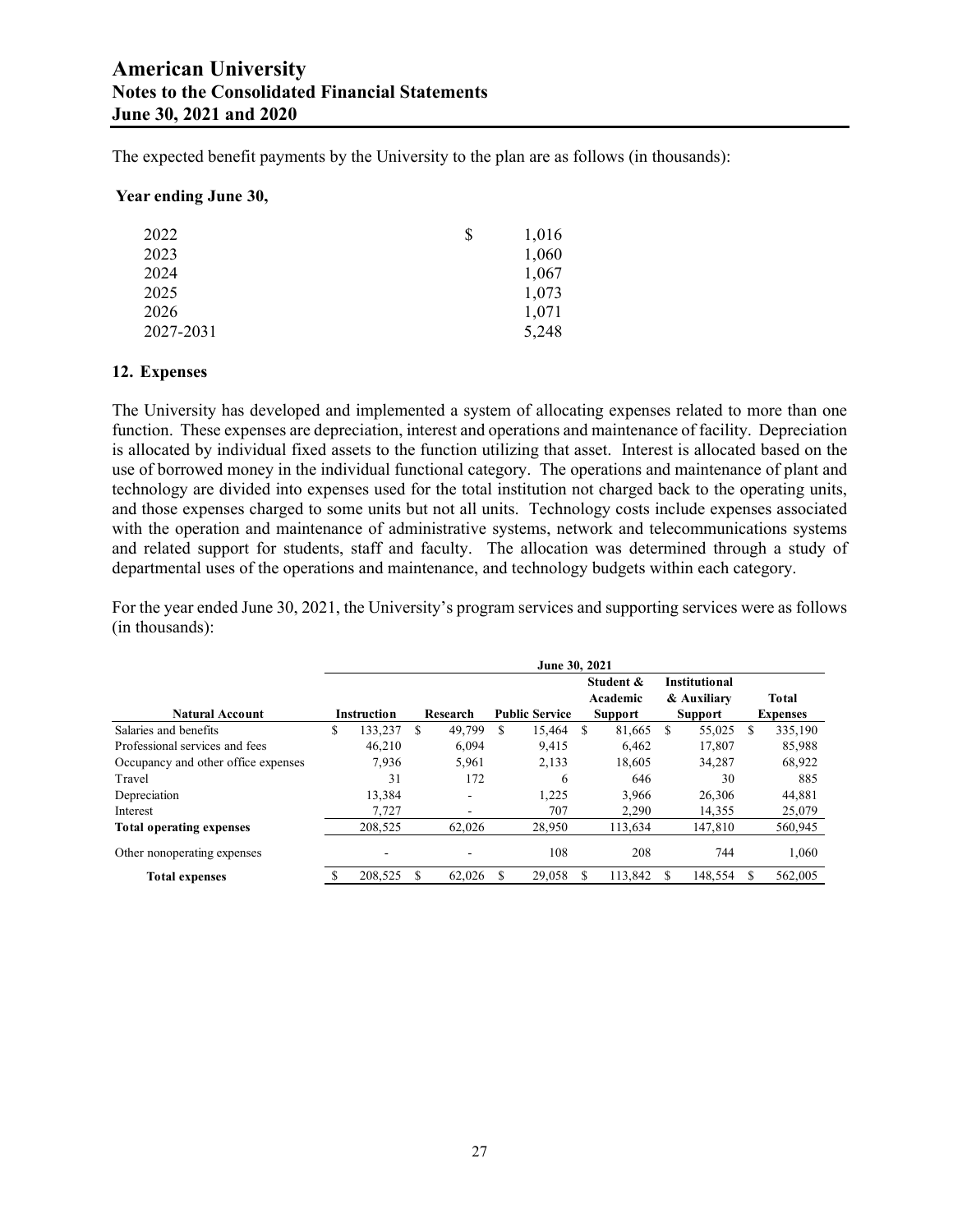The expected benefit payments by the University to the plan are as follows (in thousands):

**Year ending June 30,**

| | |
|---|---|
| 2022 | $ 1,016 |
| 2023 | 1,060 |
| 2024 | 1,067 |
| 2025 | 1,073 |
| 2026 | 1,071 |
| 2027-2031 | 5,248 |

## 12. Expenses

The University has developed and implemented a system of allocating expenses related to more than one function. These expenses are depreciation, interest and operations and maintenance of facility. Depreciation is allocated by individual fixed assets to the function utilizing that asset. Interest is allocated based on the use of borrowed money in the individual functional category. The operations and maintenance of plant and technology are divided into expenses used for the total institution not charged back to the operating units, and those expenses charged to some units but not all units. Technology costs include expenses associated with the operation and maintenance of administrative systems, network and telecommunications systems and related support for students, staff and faculty. The allocation was determined through a study of departmental uses of the operations and maintenance, and technology budgets within each category.

For the year ended June 30, 2021, the University's program services and supporting services were as follows (in thousands):

| | June 30, 2021 | | | | | |
|---|---|---|---|---|---|---|
| **Natural Account** | **Instruction** | **Research** | **Public Service** | **Student & Academic Support** | **Institutional & Auxiliary Support** | **Total Expenses** |
| Salaries and benefits | $ 133,237 | $ 49,799 | $ 15,464 | $ 81,665 | $ 55,025 | $ 335,190 |
| Professional services and fees | 46,210 | 6,094 | 9,415 | 6,462 | 17,807 | 85,988 |
| Occupancy and other office expenses | 7,936 | 5,961 | 2,133 | 18,605 | 34,287 | 68,922 |
| Travel | 31 | 172 | 6 | 646 | 30 | 885 |
| Depreciation | 13,384 | - | 1,225 | 3,966 | 26,306 | 44,881 |
| Interest | 7,727 | - | 707 | 2,290 | 14,355 | 25,079 |
| **Total operating expenses** | 208,525 | 62,026 | 28,950 | 113,634 | 147,810 | 560,945 |
| Other nonoperating expenses | - | - | 108 | 208 | 744 | 1,060 |
| **Total expenses** | $ 208,525 | $ 62,026 | $ 29,058 | $ 113,842 | $ 148,554 | $ 562,005 |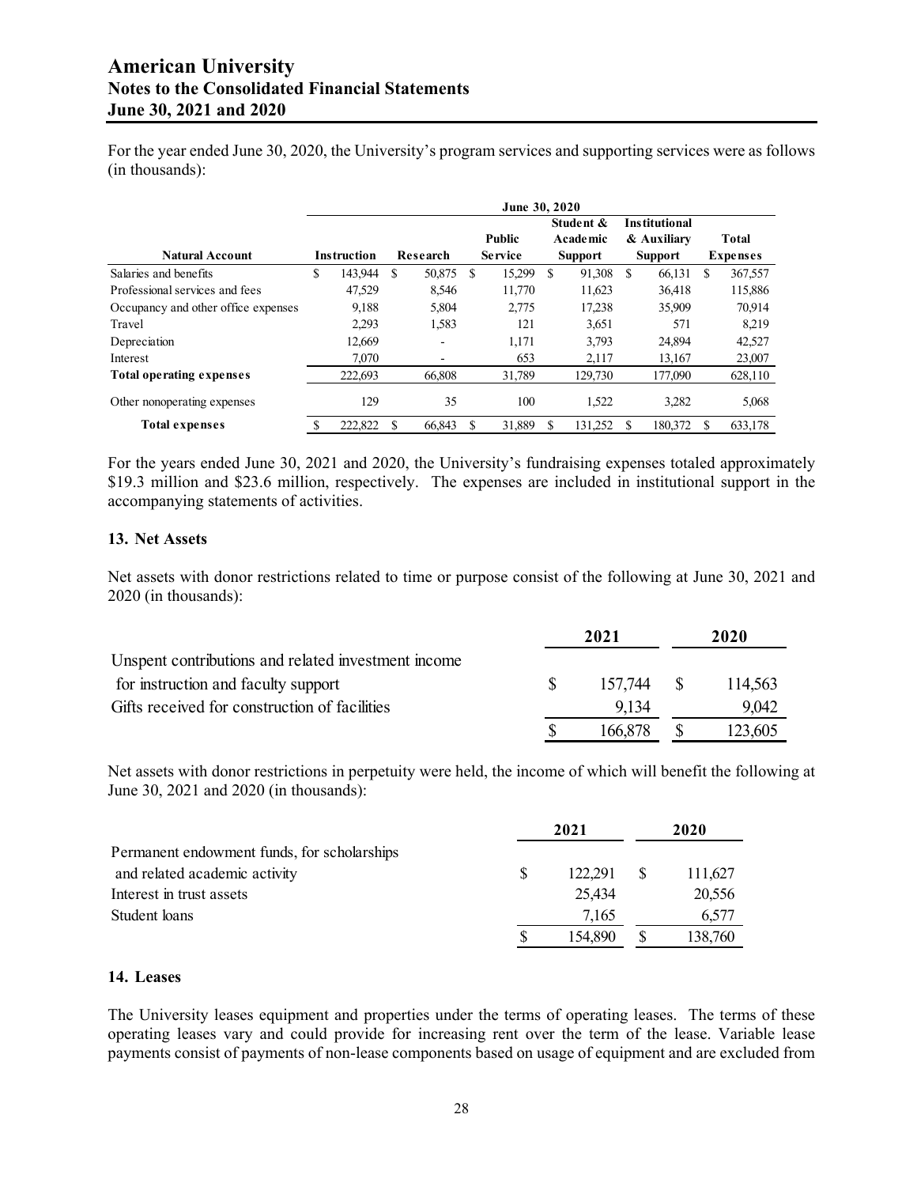For the year ended June 30, 2020, the University's program services and supporting services were as follows (in thousands):

| | June 30, 2020 | | | | | |
|---|---|---|---|---|---|---|
| Natural Account | Instruction | Research | Public Service | Student & Academic Support | Institutional & Auxiliary Support | Total Expenses |
| Salaries and benefits | $ 143,944 | $ 50,875 | $ 15,299 | $ 91,308 | $ 66,131 | $ 367,557 |
| Professional services and fees | 47,529 | 8,546 | 11,770 | 11,623 | 36,418 | 115,886 |
| Occupancy and other office expenses | 9,188 | 5,804 | 2,775 | 17,238 | 35,909 | 70,914 |
| Travel | 2,293 | 1,583 | 121 | 3,651 | 571 | 8,219 |
| Depreciation | 12,669 | - | 1,171 | 3,793 | 24,894 | 42,527 |
| Interest | 7,070 | - | 653 | 2,117 | 13,167 | 23,007 |
| **Total operating expenses** | 222,693 | 66,808 | 31,789 | 129,730 | 177,090 | 628,110 |
| Other nonoperating expenses | 129 | 35 | 100 | 1,522 | 3,282 | 5,068 |
| **Total expenses** | $ 222,822 | $ 66,843 | $ 31,889 | $ 131,252 | $ 180,372 | $ 633,178 |

For the years ended June 30, 2021 and 2020, the University's fundraising expenses totaled approximately $19.3 million and $23.6 million, respectively. The expenses are included in institutional support in the accompanying statements of activities.

## 13. Net Assets

Net assets with donor restrictions related to time or purpose consist of the following at June 30, 2021 and 2020 (in thousands):

| | 2021 | 2020 |
|---|---|---|
| Unspent contributions and related investment income for instruction and faculty support | $ 157,744 | $ 114,563 |
| Gifts received for construction of facilities | 9,134 | 9,042 |
| | $ 166,878 | $ 123,605 |

Net assets with donor restrictions in perpetuity were held, the income of which will benefit the following at June 30, 2021 and 2020 (in thousands):

| | 2021 | 2020 |
|---|---|---|
| Permanent endowment funds, for scholarships and related academic activity | $ 122,291 | $ 111,627 |
| Interest in trust assets | 25,434 | 20,556 |
| Student loans | 7,165 | 6,577 |
| | $ 154,890 | $ 138,760 |

## 14. Leases

The University leases equipment and properties under the terms of operating leases. The terms of these operating leases vary and could provide for increasing rent over the term of the lease. Variable lease payments consist of payments of non-lease components based on usage of equipment and are excluded from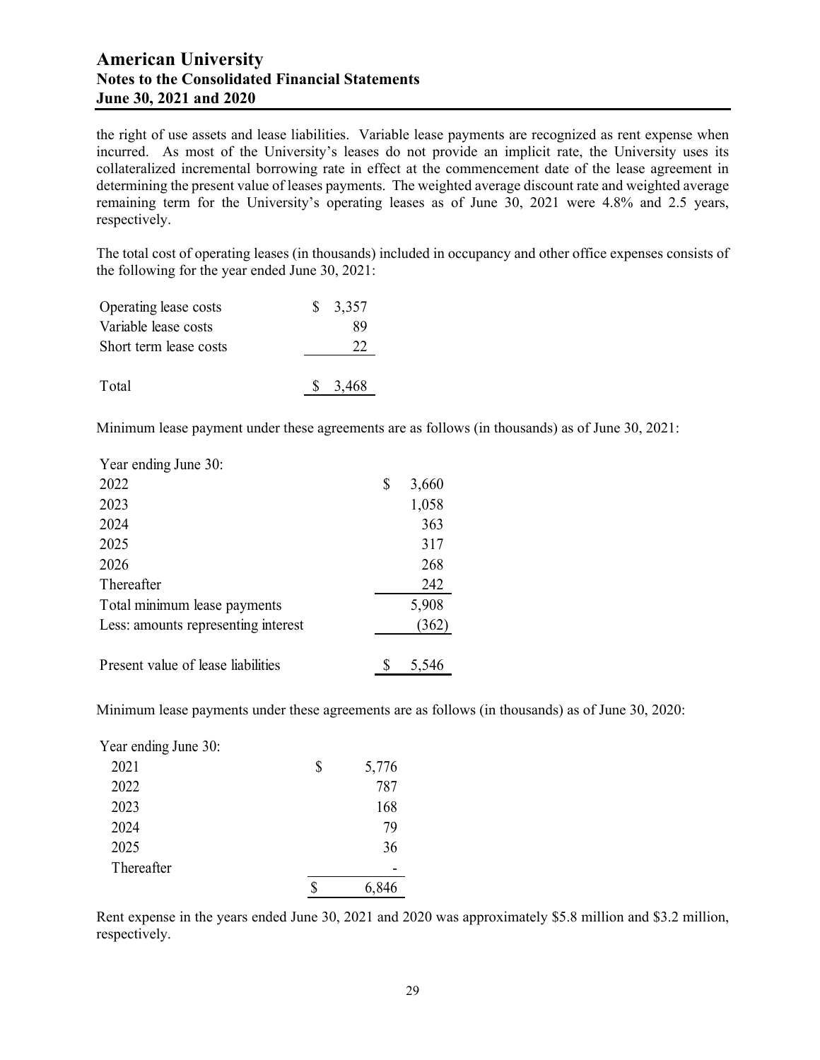the right of use assets and lease liabilities. Variable lease payments are recognized as rent expense when incurred. As most of the University's leases do not provide an implicit rate, the University uses its collateralized incremental borrowing rate in effect at the commencement date of the lease agreement in determining the present value of leases payments. The weighted average discount rate and weighted average remaining term for the University's operating leases as of June 30, 2021 were 4.8% and 2.5 years, respectively.

The total cost of operating leases (in thousands) included in occupancy and other office expenses consists of the following for the year ended June 30, 2021:

| | |
|---|---|
| Operating lease costs | $ 3,357 |
| Variable lease costs | 89 |
| Short term lease costs | 22 |
| Total | $ 3,468 |

Minimum lease payment under these agreements are as follows (in thousands) as of June 30, 2021:

| Year ending June 30: | |
|---|---|
| 2022 | $ 3,660 |
| 2023 | 1,058 |
| 2024 | 363 |
| 2025 | 317 |
| 2026 | 268 |
| Thereafter | 242 |
| Total minimum lease payments | 5,908 |
| Less: amounts representing interest | (362) |
| Present value of lease liabilities | $ 5,546 |

Minimum lease payments under these agreements are as follows (in thousands) as of June 30, 2020:

| Year ending June 30: | |
|---|---|
| 2021 | $ 5,776 |
| 2022 | 787 |
| 2023 | 168 |
| 2024 | 79 |
| 2025 | 36 |
| Thereafter | - |
| | $ 6,846 |

Rent expense in the years ended June 30, 2021 and 2020 was approximately $5.8 million and $3.2 million, respectively.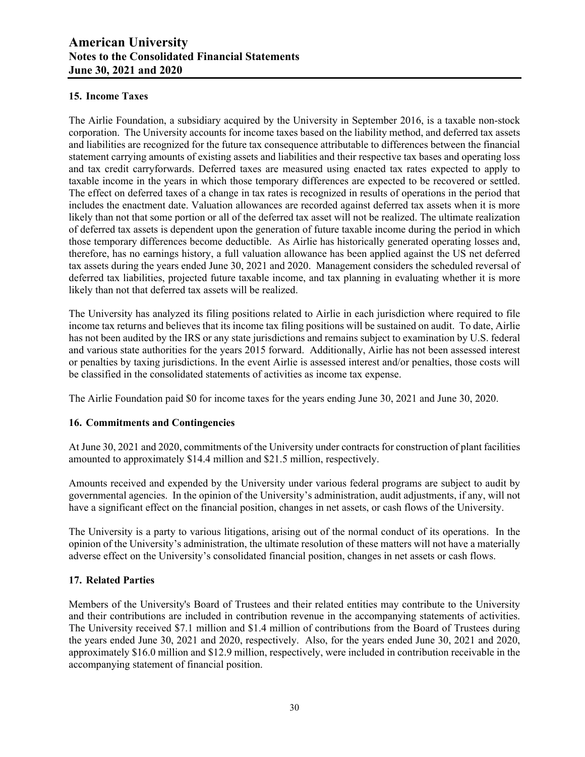## 15. Income Taxes

The Airlie Foundation, a subsidiary acquired by the University in September 2016, is a taxable non-stock corporation. The University accounts for income taxes based on the liability method, and deferred tax assets and liabilities are recognized for the future tax consequence attributable to differences between the financial statement carrying amounts of existing assets and liabilities and their respective tax bases and operating loss and tax credit carryforwards. Deferred taxes are measured using enacted tax rates expected to apply to taxable income in the years in which those temporary differences are expected to be recovered or settled. The effect on deferred taxes of a change in tax rates is recognized in results of operations in the period that includes the enactment date. Valuation allowances are recorded against deferred tax assets when it is more likely than not that some portion or all of the deferred tax asset will not be realized. The ultimate realization of deferred tax assets is dependent upon the generation of future taxable income during the period in which those temporary differences become deductible. As Airlie has historically generated operating losses and, therefore, has no earnings history, a full valuation allowance has been applied against the US net deferred tax assets during the years ended June 30, 2021 and 2020. Management considers the scheduled reversal of deferred tax liabilities, projected future taxable income, and tax planning in evaluating whether it is more likely than not that deferred tax assets will be realized.

The University has analyzed its filing positions related to Airlie in each jurisdiction where required to file income tax returns and believes that its income tax filing positions will be sustained on audit. To date, Airlie has not been audited by the IRS or any state jurisdictions and remains subject to examination by U.S. federal and various state authorities for the years 2015 forward. Additionally, Airlie has not been assessed interest or penalties by taxing jurisdictions. In the event Airlie is assessed interest and/or penalties, those costs will be classified in the consolidated statements of activities as income tax expense.

The Airlie Foundation paid $0 for income taxes for the years ending June 30, 2021 and June 30, 2020.

## 16. Commitments and Contingencies

At June 30, 2021 and 2020, commitments of the University under contracts for construction of plant facilities amounted to approximately $14.4 million and $21.5 million, respectively.

Amounts received and expended by the University under various federal programs are subject to audit by governmental agencies. In the opinion of the University's administration, audit adjustments, if any, will not have a significant effect on the financial position, changes in net assets, or cash flows of the University.

The University is a party to various litigations, arising out of the normal conduct of its operations. In the opinion of the University's administration, the ultimate resolution of these matters will not have a materially adverse effect on the University's consolidated financial position, changes in net assets or cash flows.

## 17. Related Parties

Members of the University's Board of Trustees and their related entities may contribute to the University and their contributions are included in contribution revenue in the accompanying statements of activities. The University received $7.1 million and $1.4 million of contributions from the Board of Trustees during the years ended June 30, 2021 and 2020, respectively. Also, for the years ended June 30, 2021 and 2020, approximately $16.0 million and $12.9 million, respectively, were included in contribution receivable in the accompanying statement of financial position.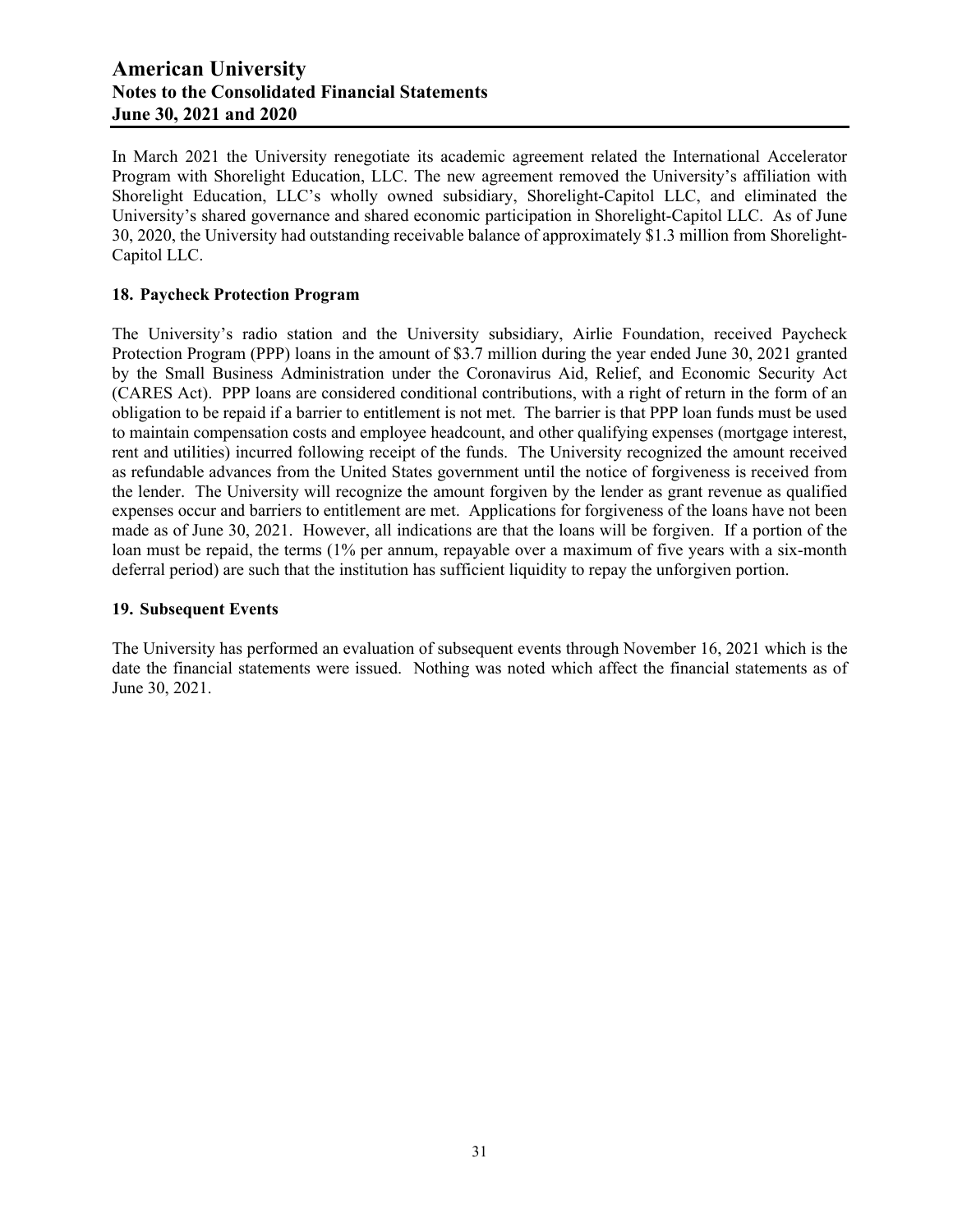In March 2021 the University renegotiate its academic agreement related the International Accelerator Program with Shorelight Education, LLC. The new agreement removed the University's affiliation with Shorelight Education, LLC's wholly owned subsidiary, Shorelight-Capitol LLC, and eliminated the University's shared governance and shared economic participation in Shorelight-Capitol LLC. As of June 30, 2020, the University had outstanding receivable balance of approximately $1.3 million from Shorelight-Capitol LLC.

## 18. Paycheck Protection Program

The University's radio station and the University subsidiary, Airlie Foundation, received Paycheck Protection Program (PPP) loans in the amount of $3.7 million during the year ended June 30, 2021 granted by the Small Business Administration under the Coronavirus Aid, Relief, and Economic Security Act (CARES Act). PPP loans are considered conditional contributions, with a right of return in the form of an obligation to be repaid if a barrier to entitlement is not met. The barrier is that PPP loan funds must be used to maintain compensation costs and employee headcount, and other qualifying expenses (mortgage interest, rent and utilities) incurred following receipt of the funds. The University recognized the amount received as refundable advances from the United States government until the notice of forgiveness is received from the lender. The University will recognize the amount forgiven by the lender as grant revenue as qualified expenses occur and barriers to entitlement are met. Applications for forgiveness of the loans have not been made as of June 30, 2021. However, all indications are that the loans will be forgiven. If a portion of the loan must be repaid, the terms (1% per annum, repayable over a maximum of five years with a six-month deferral period) are such that the institution has sufficient liquidity to repay the unforgiven portion.

## 19. Subsequent Events

The University has performed an evaluation of subsequent events through November 16, 2021 which is the date the financial statements were issued. Nothing was noted which affect the financial statements as of June 30, 2021.